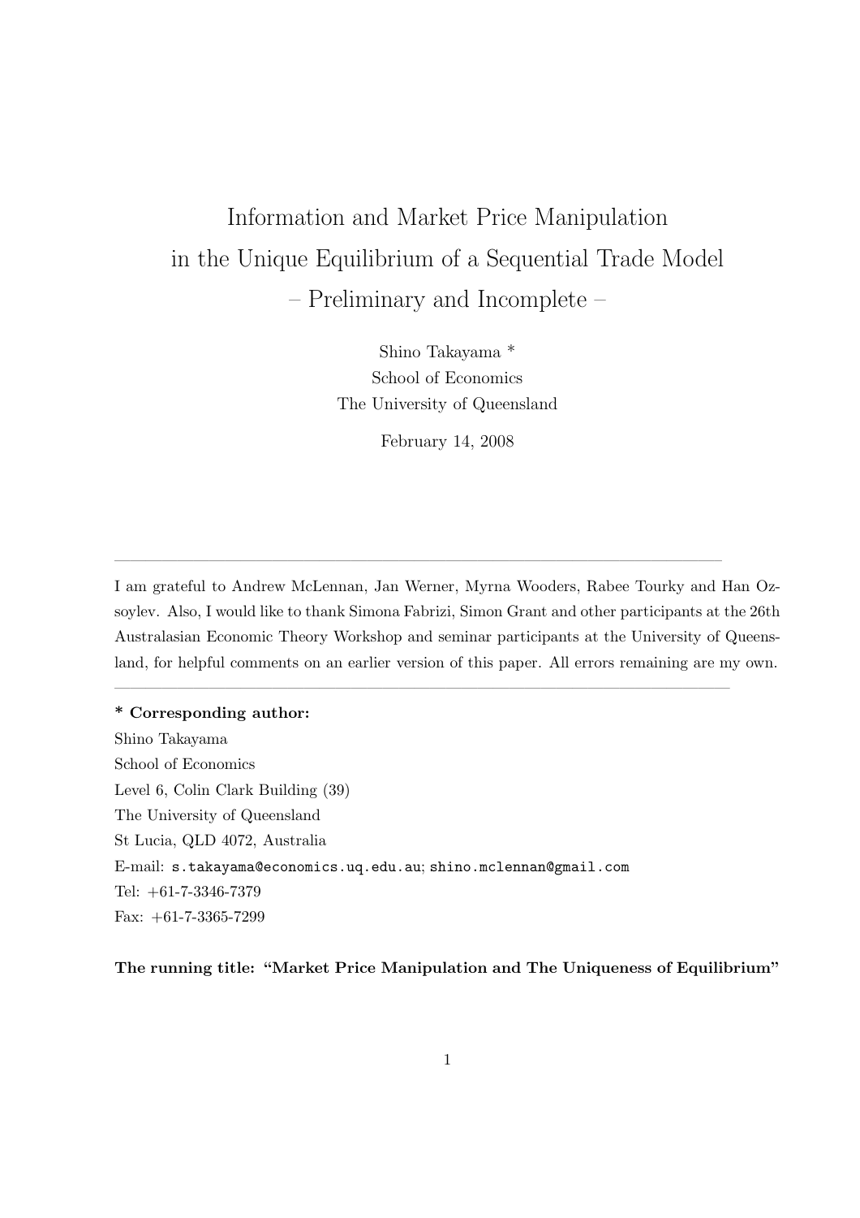# Information and Market Price Manipulation in the Unique Equilibrium of a Sequential Trade Model – Preliminary and Incomplete –

Shino Takayama *
School of Economics
The University of Queensland

February 14, 2008

---

I am grateful to Andrew McLennan, Jan Werner, Myrna Wooders, Rabee Tourky and Han Ozsoylev. Also, I would like to thank Simona Fabrizi, Simon Grant and other participants at the 26th Australasian Economic Theory Workshop and seminar participants at the University of Queensland, for helpful comments on an earlier version of this paper. All errors remaining are my own.

---

**\* Corresponding author:**
Shino Takayama
School of Economics
Level 6, Colin Clark Building (39)
The University of Queensland
St Lucia, QLD 4072, Australia
E-mail: `s.takayama@economics.uq.edu.au`; `shino.mclennan@gmail.com`
Tel: +61-7-3346-7379
Fax: +61-7-3365-7299

**The running title: "Market Price Manipulation and The Uniqueness of Equilibrium"**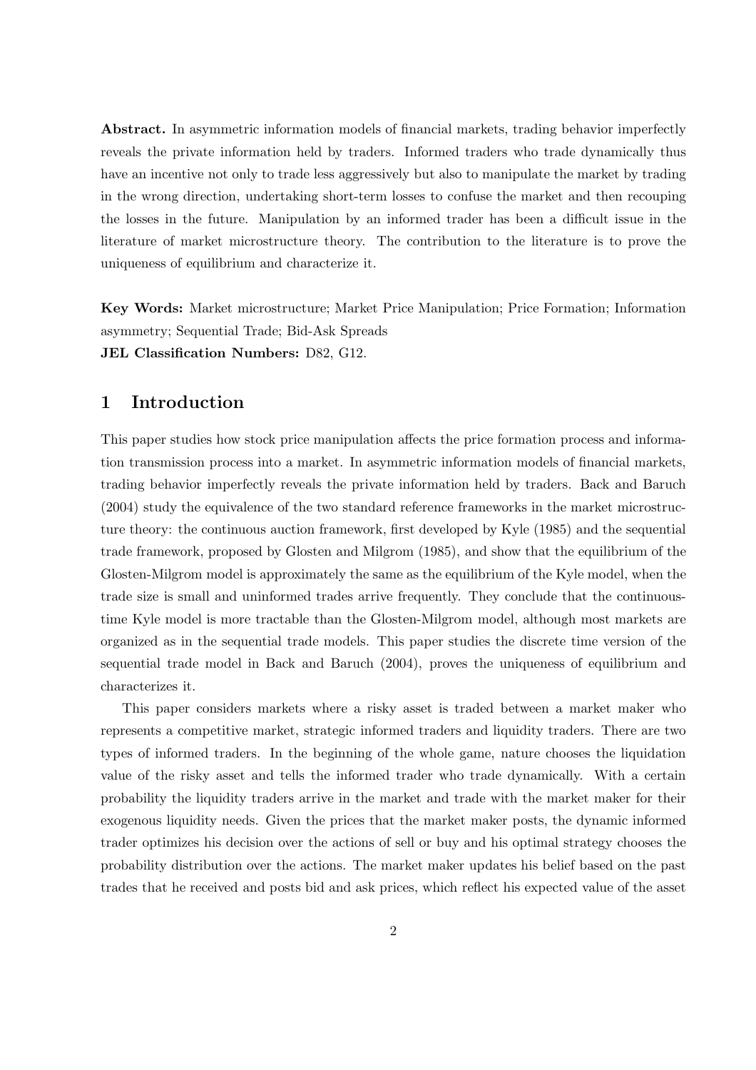**Abstract.** In asymmetric information models of financial markets, trading behavior imperfectly reveals the private information held by traders. Informed traders who trade dynamically thus have an incentive not only to trade less aggressively but also to manipulate the market by trading in the wrong direction, undertaking short-term losses to confuse the market and then recouping the losses in the future. Manipulation by an informed trader has been a difficult issue in the literature of market microstructure theory. The contribution to the literature is to prove the uniqueness of equilibrium and characterize it.

**Key Words:** Market microstructure; Market Price Manipulation; Price Formation; Information asymmetry; Sequential Trade; Bid-Ask Spreads
**JEL Classification Numbers:** D82, G12.

# 1 Introduction

This paper studies how stock price manipulation affects the price formation process and information transmission process into a market. In asymmetric information models of financial markets, trading behavior imperfectly reveals the private information held by traders. Back and Baruch (2004) study the equivalence of the two standard reference frameworks in the market microstructure theory: the continuous auction framework, first developed by Kyle (1985) and the sequential trade framework, proposed by Glosten and Milgrom (1985), and show that the equilibrium of the Glosten-Milgrom model is approximately the same as the equilibrium of the Kyle model, when the trade size is small and uninformed trades arrive frequently. They conclude that the continuous-time Kyle model is more tractable than the Glosten-Milgrom model, although most markets are organized as in the sequential trade models. This paper studies the discrete time version of the sequential trade model in Back and Baruch (2004), proves the uniqueness of equilibrium and characterizes it.

This paper considers markets where a risky asset is traded between a market maker who represents a competitive market, strategic informed traders and liquidity traders. There are two types of informed traders. In the beginning of the whole game, nature chooses the liquidation value of the risky asset and tells the informed trader who trade dynamically. With a certain probability the liquidity traders arrive in the market and trade with the market maker for their exogenous liquidity needs. Given the prices that the market maker posts, the dynamic informed trader optimizes his decision over the actions of sell or buy and his optimal strategy chooses the probability distribution over the actions. The market maker updates his belief based on the past trades that he received and posts bid and ask prices, which reflect his expected value of the asset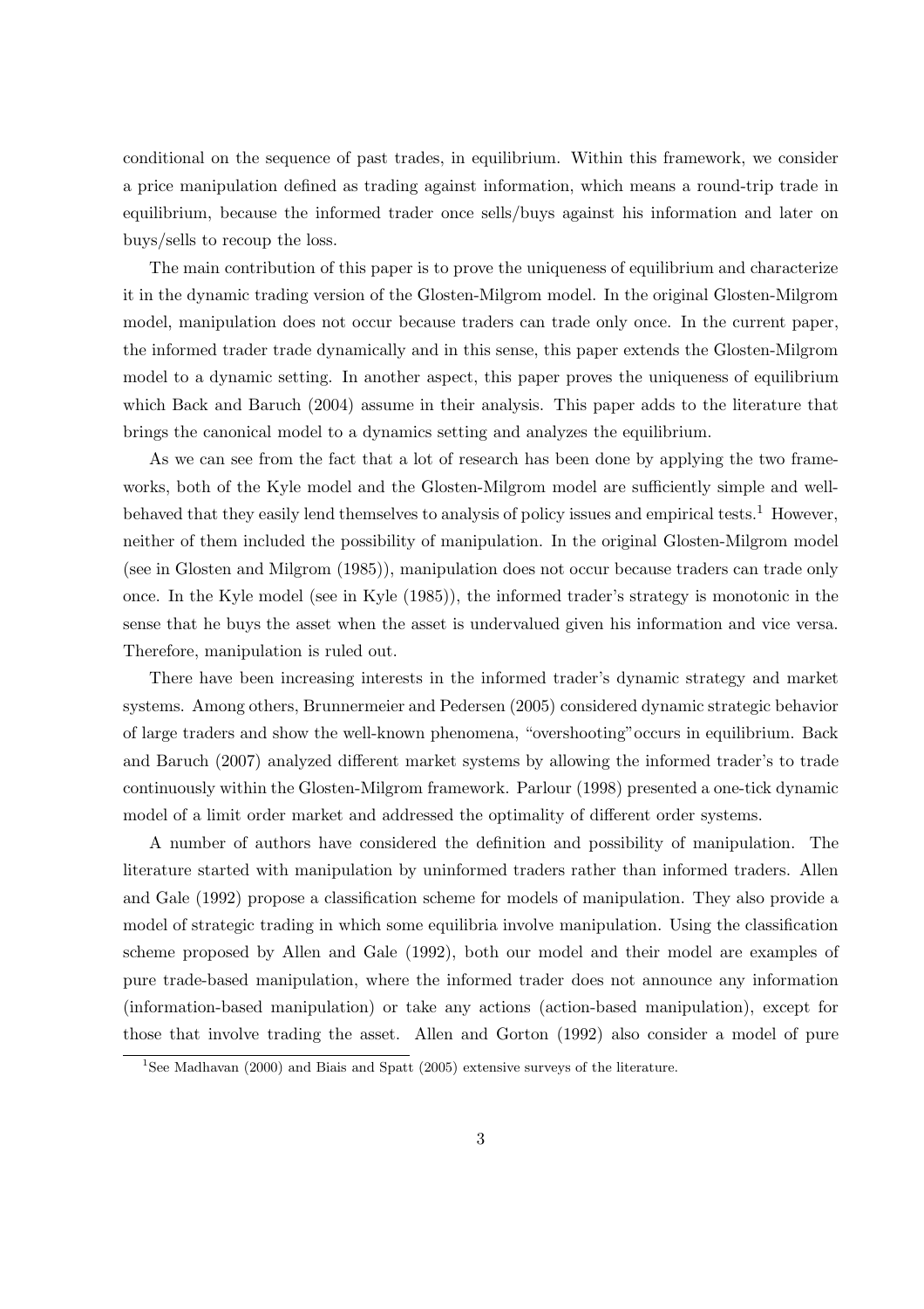conditional on the sequence of past trades, in equilibrium. Within this framework, we consider a price manipulation defined as trading against information, which means a round-trip trade in equilibrium, because the informed trader once sells/buys against his information and later on buys/sells to recoup the loss.

The main contribution of this paper is to prove the uniqueness of equilibrium and characterize it in the dynamic trading version of the Glosten-Milgrom model. In the original Glosten-Milgrom model, manipulation does not occur because traders can trade only once. In the current paper, the informed trader trade dynamically and in this sense, this paper extends the Glosten-Milgrom model to a dynamic setting. In another aspect, this paper proves the uniqueness of equilibrium which Back and Baruch (2004) assume in their analysis. This paper adds to the literature that brings the canonical model to a dynamics setting and analyzes the equilibrium.

As we can see from the fact that a lot of research has been done by applying the two frameworks, both of the Kyle model and the Glosten-Milgrom model are sufficiently simple and well-behaved that they easily lend themselves to analysis of policy issues and empirical tests.[1] However, neither of them included the possibility of manipulation. In the original Glosten-Milgrom model (see in Glosten and Milgrom (1985)), manipulation does not occur because traders can trade only once. In the Kyle model (see in Kyle (1985)), the informed trader's strategy is monotonic in the sense that he buys the asset when the asset is undervalued given his information and vice versa. Therefore, manipulation is ruled out.

There have been increasing interests in the informed trader's dynamic strategy and market systems. Among others, Brunnermeier and Pedersen (2005) considered dynamic strategic behavior of large traders and show the well-known phenomena, "overshooting" occurs in equilibrium. Back and Baruch (2007) analyzed different market systems by allowing the informed trader's to trade continuously within the Glosten-Milgrom framework. Parlour (1998) presented a one-tick dynamic model of a limit order market and addressed the optimality of different order systems.

A number of authors have considered the definition and possibility of manipulation. The literature started with manipulation by uninformed traders rather than informed traders. Allen and Gale (1992) propose a classification scheme for models of manipulation. They also provide a model of strategic trading in which some equilibria involve manipulation. Using the classification scheme proposed by Allen and Gale (1992), both our model and their model are examples of pure trade-based manipulation, where the informed trader does not announce any information (information-based manipulation) or take any actions (action-based manipulation), except for those that involve trading the asset. Allen and Gorton (1992) also consider a model of pure

[1] See Madhavan (2000) and Biais and Spatt (2005) extensive surveys of the literature.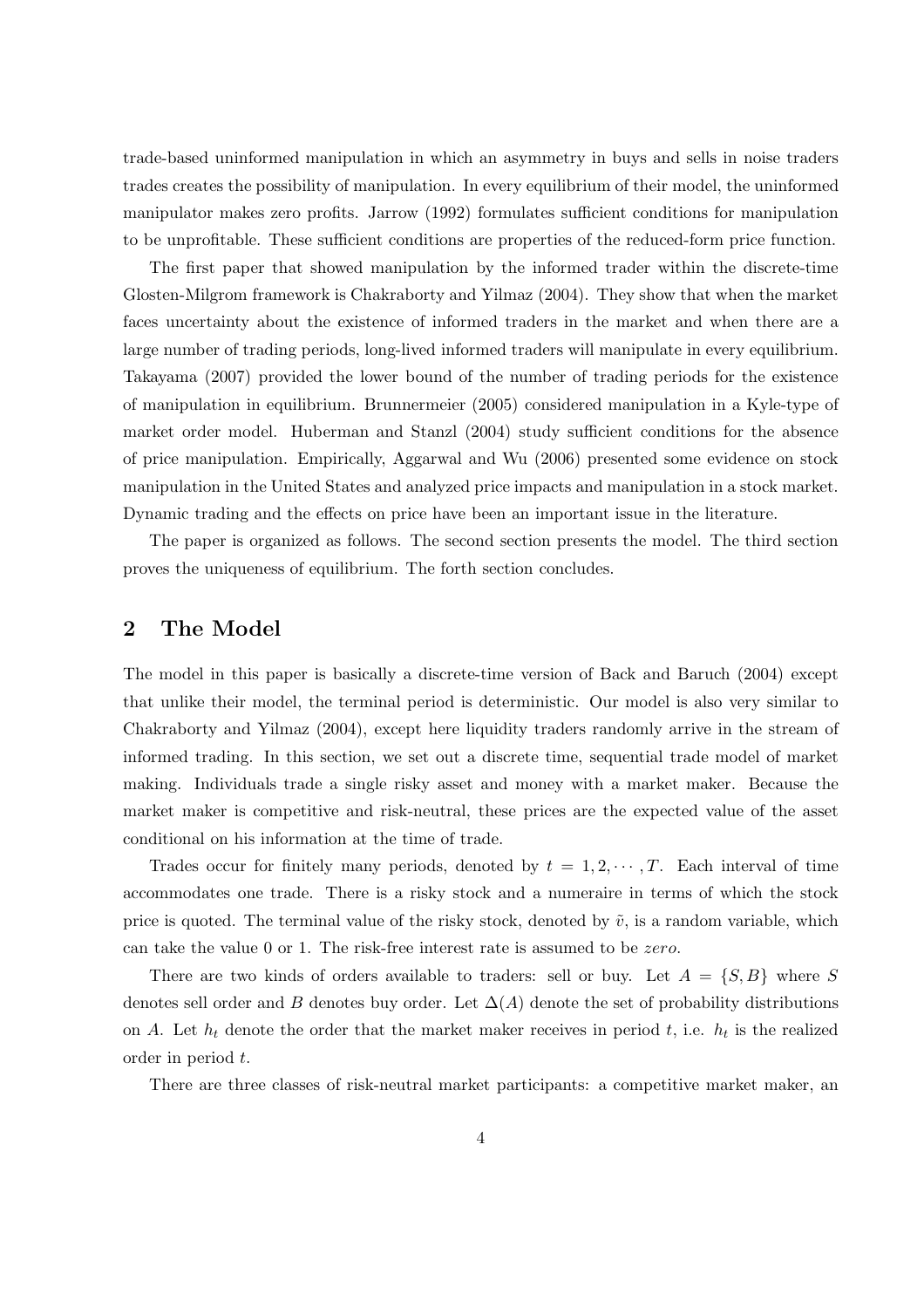trade-based uninformed manipulation in which an asymmetry in buys and sells in noise traders trades creates the possibility of manipulation. In every equilibrium of their model, the uninformed manipulator makes zero profits. Jarrow (1992) formulates sufficient conditions for manipulation to be unprofitable. These sufficient conditions are properties of the reduced-form price function.

The first paper that showed manipulation by the informed trader within the discrete-time Glosten-Milgrom framework is Chakraborty and Yilmaz (2004). They show that when the market faces uncertainty about the existence of informed traders in the market and when there are a large number of trading periods, long-lived informed traders will manipulate in every equilibrium. Takayama (2007) provided the lower bound of the number of trading periods for the existence of manipulation in equilibrium. Brunnermeier (2005) considered manipulation in a Kyle-type of market order model. Huberman and Stanzl (2004) study sufficient conditions for the absence of price manipulation. Empirically, Aggarwal and Wu (2006) presented some evidence on stock manipulation in the United States and analyzed price impacts and manipulation in a stock market. Dynamic trading and the effects on price have been an important issue in the literature.

The paper is organized as follows. The second section presents the model. The third section proves the uniqueness of equilibrium. The forth section concludes.

## 2 The Model

The model in this paper is basically a discrete-time version of Back and Baruch (2004) except that unlike their model, the terminal period is deterministic. Our model is also very similar to Chakraborty and Yilmaz (2004), except here liquidity traders randomly arrive in the stream of informed trading. In this section, we set out a discrete time, sequential trade model of market making. Individuals trade a single risky asset and money with a market maker. Because the market maker is competitive and risk-neutral, these prices are the expected value of the asset conditional on his information at the time of trade.

Trades occur for finitely many periods, denoted by $t = 1, 2, \cdots, T$. Each interval of time accommodates one trade. There is a risky stock and a numeraire in terms of which the stock price is quoted. The terminal value of the risky stock, denoted by $\tilde{v}$, is a random variable, which can take the value 0 or 1. The risk-free interest rate is assumed to be *zero*.

There are two kinds of orders available to traders: sell or buy. Let $A = \{S, B\}$ where $S$ denotes sell order and $B$ denotes buy order. Let $\Delta(A)$ denote the set of probability distributions on $A$. Let $h_t$ denote the order that the market maker receives in period $t$, i.e. $h_t$ is the realized order in period $t$.

There are three classes of risk-neutral market participants: a competitive market maker, an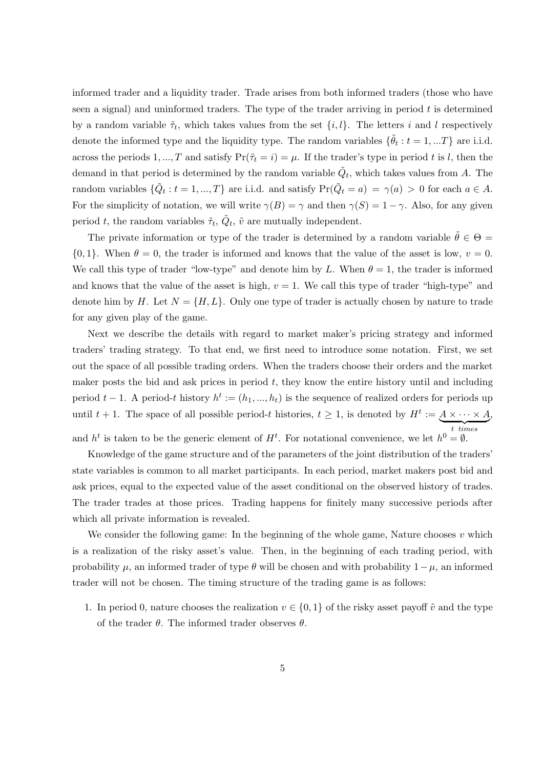informed trader and a liquidity trader. Trade arises from both informed traders (those who have seen a signal) and uninformed traders. The type of the trader arriving in period $t$ is determined by a random variable $\tilde{\tau}_t$, which takes values from the set $\{i, l\}$. The letters $i$ and $l$ respectively denote the informed type and the liquidity type. The random variables $\{\tilde{\theta}_t : t = 1, ...T\}$ are i.i.d. across the periods $1, ..., T$ and satisfy $\Pr(\tilde{\tau}_t = i) = \mu$. If the trader's type in period $t$ is $l$, then the demand in that period is determined by the random variable $\tilde{Q}_t$, which takes values from $A$. The random variables $\{\tilde{Q}_t : t = 1, ..., T\}$ are i.i.d. and satisfy $\Pr(\tilde{Q}_t = a) = \gamma(a) > 0$ for each $a \in A$. For the simplicity of notation, we will write $\gamma(B) = \gamma$ and then $\gamma(S) = 1 - \gamma$. Also, for any given period $t$, the random variables $\tilde{\tau}_t$, $\tilde{Q}_t$, $\tilde{v}$ are mutually independent.

The private information or type of the trader is determined by a random variable $\tilde{\theta} \in \Theta = \{0, 1\}$. When $\theta = 0$, the trader is informed and knows that the value of the asset is low, $v = 0$. We call this type of trader "low-type" and denote him by $L$. When $\theta = 1$, the trader is informed and knows that the value of the asset is high, $v = 1$. We call this type of trader "high-type" and denote him by $H$. Let $N = \{H, L\}$. Only one type of trader is actually chosen by nature to trade for any given play of the game.

Next we describe the details with regard to market maker's pricing strategy and informed traders' trading strategy. To that end, we first need to introduce some notation. First, we set out the space of all possible trading orders. When the traders choose their orders and the market maker posts the bid and ask prices in period $t$, they know the entire history until and including period $t - 1$. A period-$t$ history $h^t := (h_1, ..., h_t)$ is the sequence of realized orders for periods up until $t + 1$. The space of all possible period-$t$ histories, $t \geq 1$, is denoted by $H^t := \underbrace{A \times \cdots \times A}_{t \ times}$, and $h^t$ is taken to be the generic element of $H^t$. For notational convenience, we let $h^0 = \emptyset$.

Knowledge of the game structure and of the parameters of the joint distribution of the traders' state variables is common to all market participants. In each period, market makers post bid and ask prices, equal to the expected value of the asset conditional on the observed history of trades. The trader trades at those prices. Trading happens for finitely many successive periods after which all private information is revealed.

We consider the following game: In the beginning of the whole game, Nature chooses $v$ which is a realization of the risky asset's value. Then, in the beginning of each trading period, with probability $\mu$, an informed trader of type $\theta$ will be chosen and with probability $1 - \mu$, an informed trader will not be chosen. The timing structure of the trading game is as follows:

1. In period 0, nature chooses the realization $v \in \{0, 1\}$ of the risky asset payoff $\tilde{v}$ and the type of the trader $\theta$. The informed trader observes $\theta$.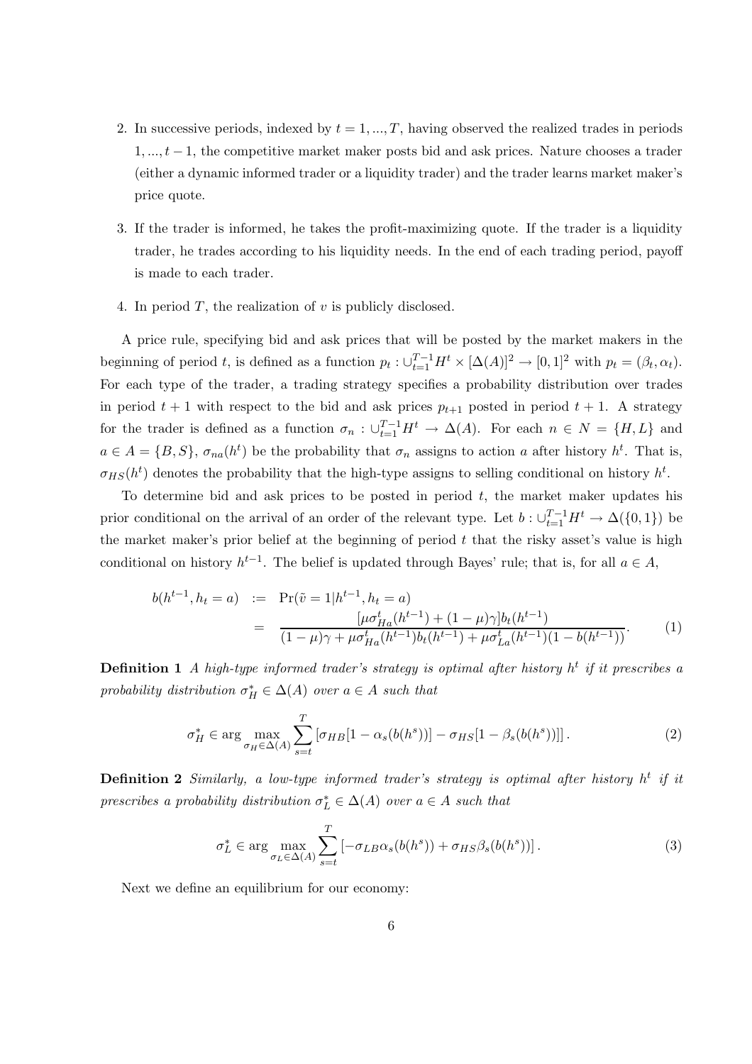2. In successive periods, indexed by $t = 1, ..., T$, having observed the realized trades in periods $1, ..., t-1$, the competitive market maker posts bid and ask prices. Nature chooses a trader (either a dynamic informed trader or a liquidity trader) and the trader learns market maker's price quote.

3. If the trader is informed, he takes the profit-maximizing quote. If the trader is a liquidity trader, he trades according to his liquidity needs. In the end of each trading period, payoff is made to each trader.

4. In period $T$, the realization of $v$ is publicly disclosed.

A price rule, specifying bid and ask prices that will be posted by the market makers in the beginning of period $t$, is defined as a function $p_t : \cup_{t=1}^{T-1} H^t \times [\Delta(A)]^2 \to [0,1]^2$ with $p_t = (\beta_t, \alpha_t)$. For each type of the trader, a trading strategy specifies a probability distribution over trades in period $t+1$ with respect to the bid and ask prices $p_{t+1}$ posted in period $t+1$. A strategy for the trader is defined as a function $\sigma_n : \cup_{t=1}^{T-1} H^t \to \Delta(A)$. For each $n \in N = \{H, L\}$ and $a \in A = \{B, S\}$, $\sigma_{na}(h^t)$ be the probability that $\sigma_n$ assigns to action $a$ after history $h^t$. That is, $\sigma_{HS}(h^t)$ denotes the probability that the high-type assigns to selling conditional on history $h^t$.

To determine bid and ask prices to be posted in period $t$, the market maker updates his prior conditional on the arrival of an order of the relevant type. Let $b : \cup_{t=1}^{T-1} H^t \to \Delta(\{0,1\})$ be the market maker's prior belief at the beginning of period $t$ that the risky asset's value is high conditional on history $h^{t-1}$. The belief is updated through Bayes' rule; that is, for all $a \in A$,

$$
\begin{aligned}
b(h^{t-1}, h_t = a) &:= \Pr(\tilde{v} = 1 | h^{t-1}, h_t = a) \\
&= \frac{[\mu \sigma_{Ha}^t(h^{t-1}) + (1-\mu)\gamma] b_t(h^{t-1})}{(1-\mu)\gamma + \mu \sigma_{Ha}^t(h^{t-1}) b_t(h^{t-1}) + \mu \sigma_{La}^t(h^{t-1})(1 - b(h^{t-1}))}. \qquad (1)
\end{aligned}
$$

**Definition 1** *A high-type informed trader's strategy is optimal after history $h^t$ if it prescribes a probability distribution $\sigma_H^* \in \Delta(A)$ over $a \in A$ such that*

$$
\sigma_H^* \in \arg \max_{\sigma_H \in \Delta(A)} \sum_{s=t}^{T} \left[ \sigma_{HB}[1 - \alpha_s(b(h^s))] - \sigma_{HS}[1 - \beta_s(b(h^s))] \right]. \qquad (2)
$$

**Definition 2** *Similarly, a low-type informed trader's strategy is optimal after history $h^t$ if it prescribes a probability distribution $\sigma_L^* \in \Delta(A)$ over $a \in A$ such that*

$$
\sigma_L^* \in \arg \max_{\sigma_L \in \Delta(A)} \sum_{s=t}^{T} \left[ -\sigma_{LB} \alpha_s(b(h^s)) + \sigma_{HS} \beta_s(b(h^s)) \right]. \qquad (3)
$$

Next we define an equilibrium for our economy: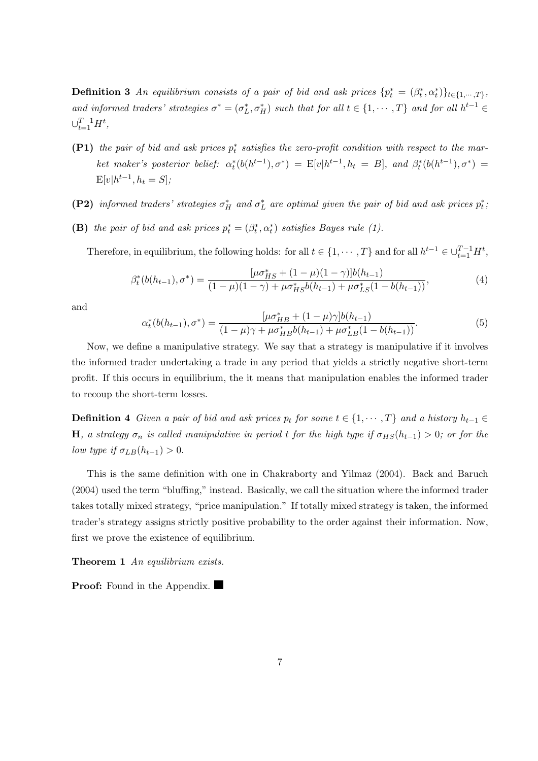**Definition 3** *An equilibrium consists of a pair of bid and ask prices $\{p_t^* = (\beta_t^*, \alpha_t^*)\}_{t \in \{1,\cdots,T\}}$, and informed traders' strategies $\sigma^* = (\sigma_L^*, \sigma_H^*)$ such that for all $t \in \{1, \cdots, T\}$ and for all $h^{t-1} \in \cup_{t=1}^{T-1} H^t$,*

- **(P1)** *the pair of bid and ask prices $p_t^*$ satisfies the zero-profit condition with respect to the market maker's posterior belief: $\alpha_t^*(b(h^{t-1}), \sigma^*) = \mathrm{E}[v|h^{t-1}, h_t = B]$, and $\beta_t^*(b(h^{t-1}), \sigma^*) = \mathrm{E}[v|h^{t-1}, h_t = S]$;*
- **(P2)** *informed traders' strategies $\sigma_H^*$ and $\sigma_L^*$ are optimal given the pair of bid and ask prices $p_t^*$;*
- **(B)** *the pair of bid and ask prices $p_t^* = (\beta_t^*, \alpha_t^*)$ satisfies Bayes rule (1).*

Therefore, in equilibrium, the following holds: for all $t \in \{1, \cdots, T\}$ and for all $h^{t-1} \in \cup_{t=1}^{T-1} H^t$,

$$\beta_t^*(b(h_{t-1}), \sigma^*) = \frac{[\mu \sigma_{HS}^* + (1-\mu)(1-\gamma)]b(h_{t-1})}{(1-\mu)(1-\gamma) + \mu \sigma_{HS}^* b(h_{t-1}) + \mu \sigma_{LS}^*(1 - b(h_{t-1}))}, \tag{4}$$

and

$$\alpha_t^*(b(h_{t-1}), \sigma^*) = \frac{[\mu \sigma_{HB}^* + (1-\mu)\gamma]b(h_{t-1})}{(1-\mu)\gamma + \mu \sigma_{HB}^* b(h_{t-1}) + \mu \sigma_{LB}^*(1 - b(h_{t-1}))}. \tag{5}$$

Now, we define a manipulative strategy. We say that a strategy is manipulative if it involves the informed trader undertaking a trade in any period that yields a strictly negative short-term profit. If this occurs in equilibrium, the it means that manipulation enables the informed trader to recoup the short-term losses.

**Definition 4** *Given a pair of bid and ask prices $p_t$ for some $t \in \{1, \cdots, T\}$ and a history $h_{t-1} \in$ **H**, a strategy $\sigma_n$ is called manipulative in period $t$ for the high type if $\sigma_{HS}(h_{t-1}) > 0$; or for the low type if $\sigma_{LB}(h_{t-1}) > 0$.*

This is the same definition with one in Chakraborty and Yilmaz (2004). Back and Baruch (2004) used the term "bluffing," instead. Basically, we call the situation where the informed trader takes totally mixed strategy, "price manipulation." If totally mixed strategy is taken, the informed trader's strategy assigns strictly positive probability to the order against their information. Now, first we prove the existence of equilibrium.

**Theorem 1** *An equilibrium exists.*

**Proof:** Found in the Appendix. ■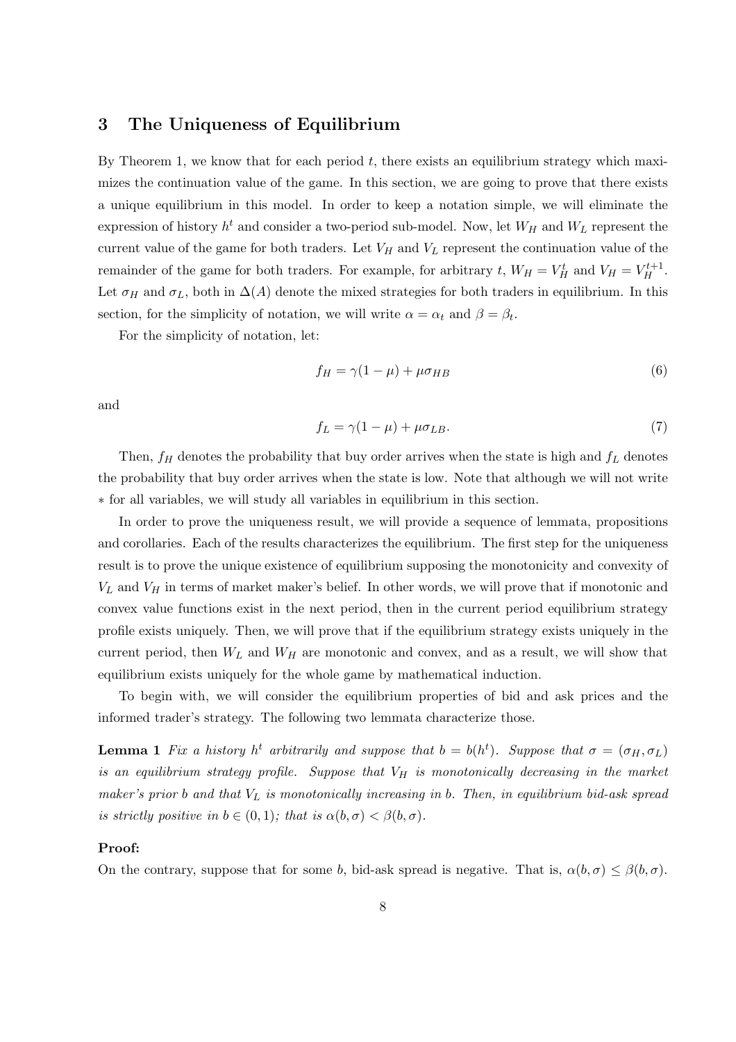## 3 The Uniqueness of Equilibrium

By Theorem 1, we know that for each period $t$, there exists an equilibrium strategy which maximizes the continuation value of the game. In this section, we are going to prove that there exists a unique equilibrium in this model. In order to keep a notation simple, we will eliminate the expression of history $h^t$ and consider a two-period sub-model. Now, let $W_H$ and $W_L$ represent the current value of the game for both traders. Let $V_H$ and $V_L$ represent the continuation value of the remainder of the game for both traders. For example, for arbitrary $t$, $W_H = V_H^t$ and $V_H = V_H^{t+1}$. Let $\sigma_H$ and $\sigma_L$, both in $\Delta(A)$ denote the mixed strategies for both traders in equilibrium. In this section, for the simplicity of notation, we will write $\alpha = \alpha_t$ and $\beta = \beta_t$.

For the simplicity of notation, let:

$$f_H = \gamma(1-\mu) + \mu\sigma_{HB} \tag{6}$$

and

$$f_L = \gamma(1-\mu) + \mu\sigma_{LB}. \tag{7}$$

Then, $f_H$ denotes the probability that buy order arrives when the state is high and $f_L$ denotes the probability that buy order arrives when the state is low. Note that although we will not write $*$ for all variables, we will study all variables in equilibrium in this section.

In order to prove the uniqueness result, we will provide a sequence of lemmata, propositions and corollaries. Each of the results characterizes the equilibrium. The first step for the uniqueness result is to prove the unique existence of equilibrium supposing the monotonicity and convexity of $V_L$ and $V_H$ in terms of market maker's belief. In other words, we will prove that if monotonic and convex value functions exist in the next period, then in the current period equilibrium strategy profile exists uniquely. Then, we will prove that if the equilibrium strategy exists uniquely in the current period, then $W_L$ and $W_H$ are monotonic and convex, and as a result, we will show that equilibrium exists uniquely for the whole game by mathematical induction.

To begin with, we will consider the equilibrium properties of bid and ask prices and the informed trader's strategy. The following two lemmata characterize those.

**Lemma 1** *Fix a history $h^t$ arbitrarily and suppose that $b = b(h^t)$. Suppose that $\sigma = (\sigma_H, \sigma_L)$ is an equilibrium strategy profile. Suppose that $V_H$ is monotonically decreasing in the market maker's prior $b$ and that $V_L$ is monotonically increasing in $b$. Then, in equilibrium bid-ask spread is strictly positive in $b \in (0,1)$; that is $\alpha(b,\sigma) < \beta(b,\sigma)$.*

**Proof:**
On the contrary, suppose that for some $b$, bid-ask spread is negative. That is, $\alpha(b,\sigma) \leq \beta(b,\sigma)$.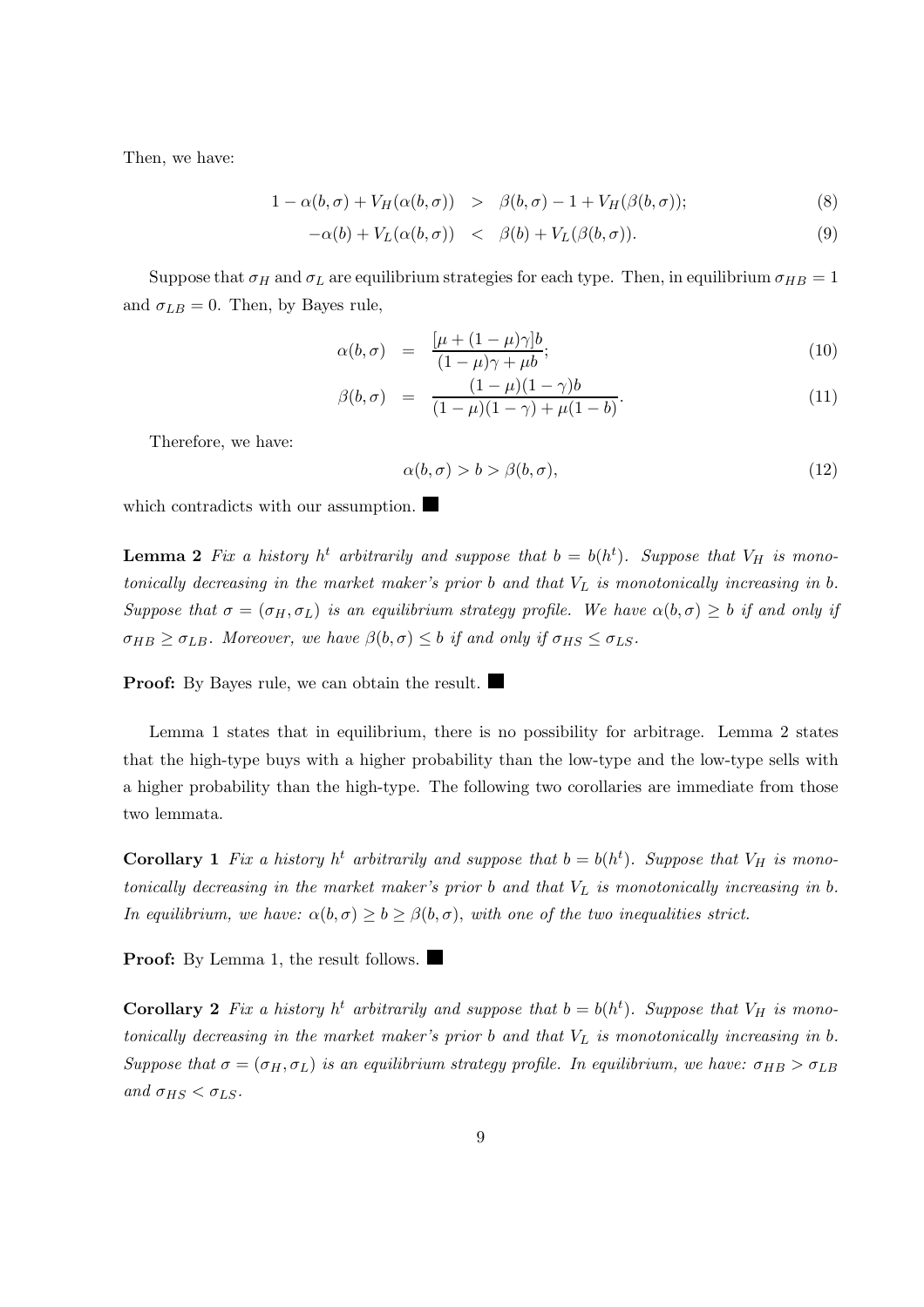Then, we have:

$$1 - \alpha(b, \sigma) + V_H(\alpha(b, \sigma)) \quad > \quad \beta(b, \sigma) - 1 + V_H(\beta(b, \sigma)); \tag{8}$$

$$-\alpha(b) + V_L(\alpha(b, \sigma)) \quad < \quad \beta(b) + V_L(\beta(b, \sigma)). \tag{9}$$

Suppose that $\sigma_H$ and $\sigma_L$ are equilibrium strategies for each type. Then, in equilibrium $\sigma_{HB} = 1$ and $\sigma_{LB} = 0$. Then, by Bayes rule,

$$\alpha(b, \sigma) = \frac{[\mu + (1-\mu)\gamma]b}{(1-\mu)\gamma + \mu b}; \tag{10}$$

$$\beta(b, \sigma) = \frac{(1-\mu)(1-\gamma)b}{(1-\mu)(1-\gamma) + \mu(1-b)}. \tag{11}$$

Therefore, we have:

$$\alpha(b, \sigma) > b > \beta(b, \sigma), \tag{12}$$

which contradicts with our assumption. ■

**Lemma 2** *Fix a history $h^t$ arbitrarily and suppose that $b = b(h^t)$. Suppose that $V_H$ is monotonically decreasing in the market maker's prior $b$ and that $V_L$ is monotonically increasing in $b$. Suppose that $\sigma = (\sigma_H, \sigma_L)$ is an equilibrium strategy profile. We have $\alpha(b, \sigma) \geq b$ if and only if $\sigma_{HB} \geq \sigma_{LB}$. Moreover, we have $\beta(b, \sigma) \leq b$ if and only if $\sigma_{HS} \leq \sigma_{LS}$.*

**Proof:** By Bayes rule, we can obtain the result. ■

Lemma 1 states that in equilibrium, there is no possibility for arbitrage. Lemma 2 states that the high-type buys with a higher probability than the low-type and the low-type sells with a higher probability than the high-type. The following two corollaries are immediate from those two lemmata.

**Corollary 1** *Fix a history $h^t$ arbitrarily and suppose that $b = b(h^t)$. Suppose that $V_H$ is monotonically decreasing in the market maker's prior $b$ and that $V_L$ is monotonically increasing in $b$. In equilibrium, we have: $\alpha(b, \sigma) \geq b \geq \beta(b, \sigma)$, with one of the two inequalities strict.*

**Proof:** By Lemma 1, the result follows. ■

**Corollary 2** *Fix a history $h^t$ arbitrarily and suppose that $b = b(h^t)$. Suppose that $V_H$ is monotonically decreasing in the market maker's prior $b$ and that $V_L$ is monotonically increasing in $b$. Suppose that $\sigma = (\sigma_H, \sigma_L)$ is an equilibrium strategy profile. In equilibrium, we have: $\sigma_{HB} > \sigma_{LB}$ and $\sigma_{HS} < \sigma_{LS}$.*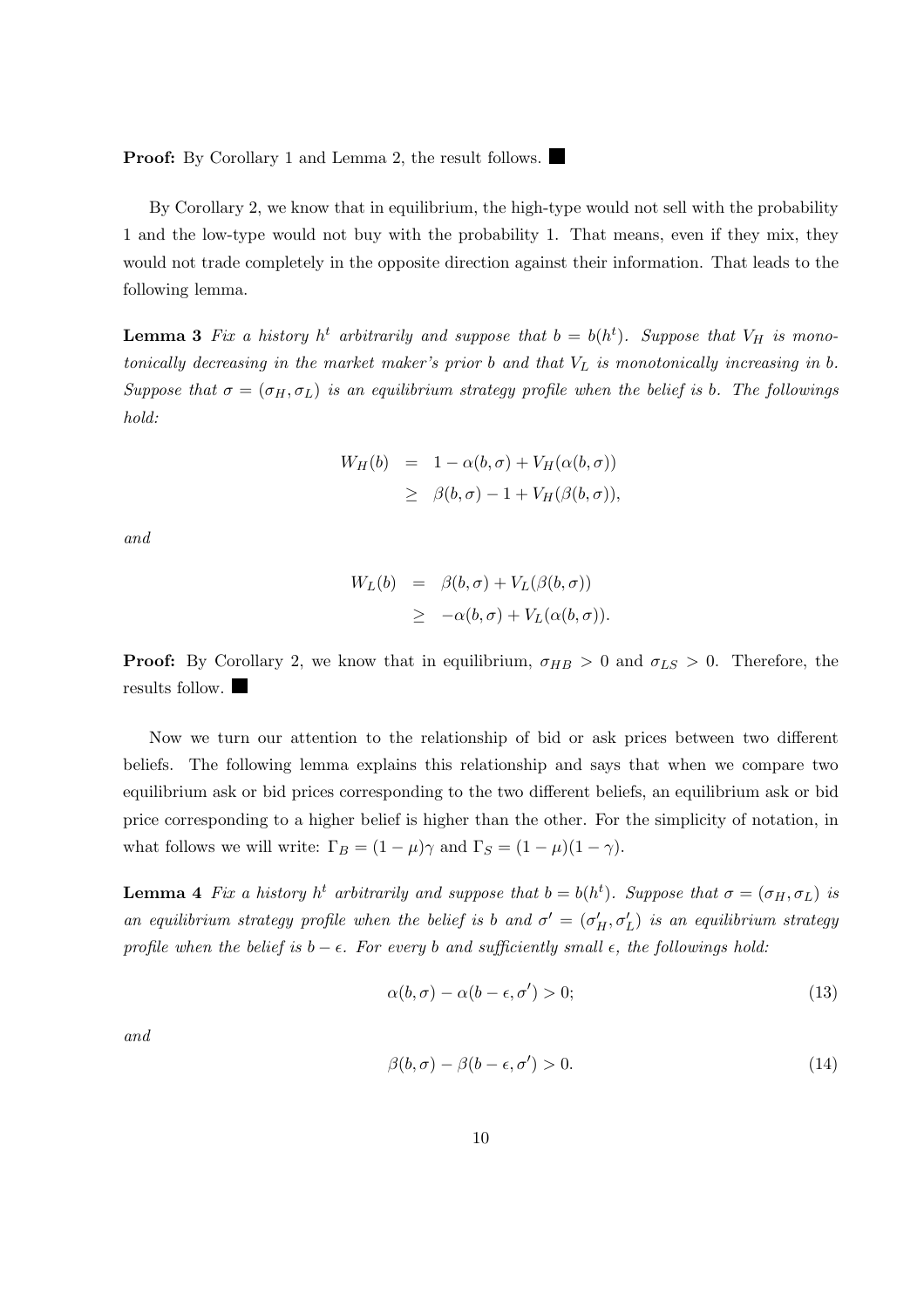**Proof:** By Corollary 1 and Lemma 2, the result follows. ■

By Corollary 2, we know that in equilibrium, the high-type would not sell with the probability 1 and the low-type would not buy with the probability 1. That means, even if they mix, they would not trade completely in the opposite direction against their information. That leads to the following lemma.

**Lemma 3** *Fix a history $h^t$ arbitrarily and suppose that $b = b(h^t)$. Suppose that $V_H$ is monotonically decreasing in the market maker's prior $b$ and that $V_L$ is monotonically increasing in $b$. Suppose that $\sigma = (\sigma_H, \sigma_L)$ is an equilibrium strategy profile when the belief is $b$. The followings hold:*

$$
\begin{aligned}
W_H(b) &= 1 - \alpha(b, \sigma) + V_H(\alpha(b, \sigma)) \\
&\geq \beta(b, \sigma) - 1 + V_H(\beta(b, \sigma)),
\end{aligned}
$$

*and*

$$
\begin{aligned}
W_L(b) &= \beta(b, \sigma) + V_L(\beta(b, \sigma)) \\
&\geq -\alpha(b, \sigma) + V_L(\alpha(b, \sigma)).
\end{aligned}
$$

**Proof:** By Corollary 2, we know that in equilibrium, $\sigma_{HB} > 0$ and $\sigma_{LS} > 0$. Therefore, the results follow. ■

Now we turn our attention to the relationship of bid or ask prices between two different beliefs. The following lemma explains this relationship and says that when we compare two equilibrium ask or bid prices corresponding to the two different beliefs, an equilibrium ask or bid price corresponding to a higher belief is higher than the other. For the simplicity of notation, in what follows we will write: $\Gamma_B = (1 - \mu)\gamma$ and $\Gamma_S = (1 - \mu)(1 - \gamma)$.

**Lemma 4** *Fix a history $h^t$ arbitrarily and suppose that $b = b(h^t)$. Suppose that $\sigma = (\sigma_H, \sigma_L)$ is an equilibrium strategy profile when the belief is $b$ and $\sigma' = (\sigma'_H, \sigma'_L)$ is an equilibrium strategy profile when the belief is $b - \epsilon$. For every $b$ and sufficiently small $\epsilon$, the followings hold:*

$$
\alpha(b, \sigma) - \alpha(b - \epsilon, \sigma') > 0; \tag{13}
$$

*and*

$$
\beta(b, \sigma) - \beta(b - \epsilon, \sigma') > 0. \tag{14}
$$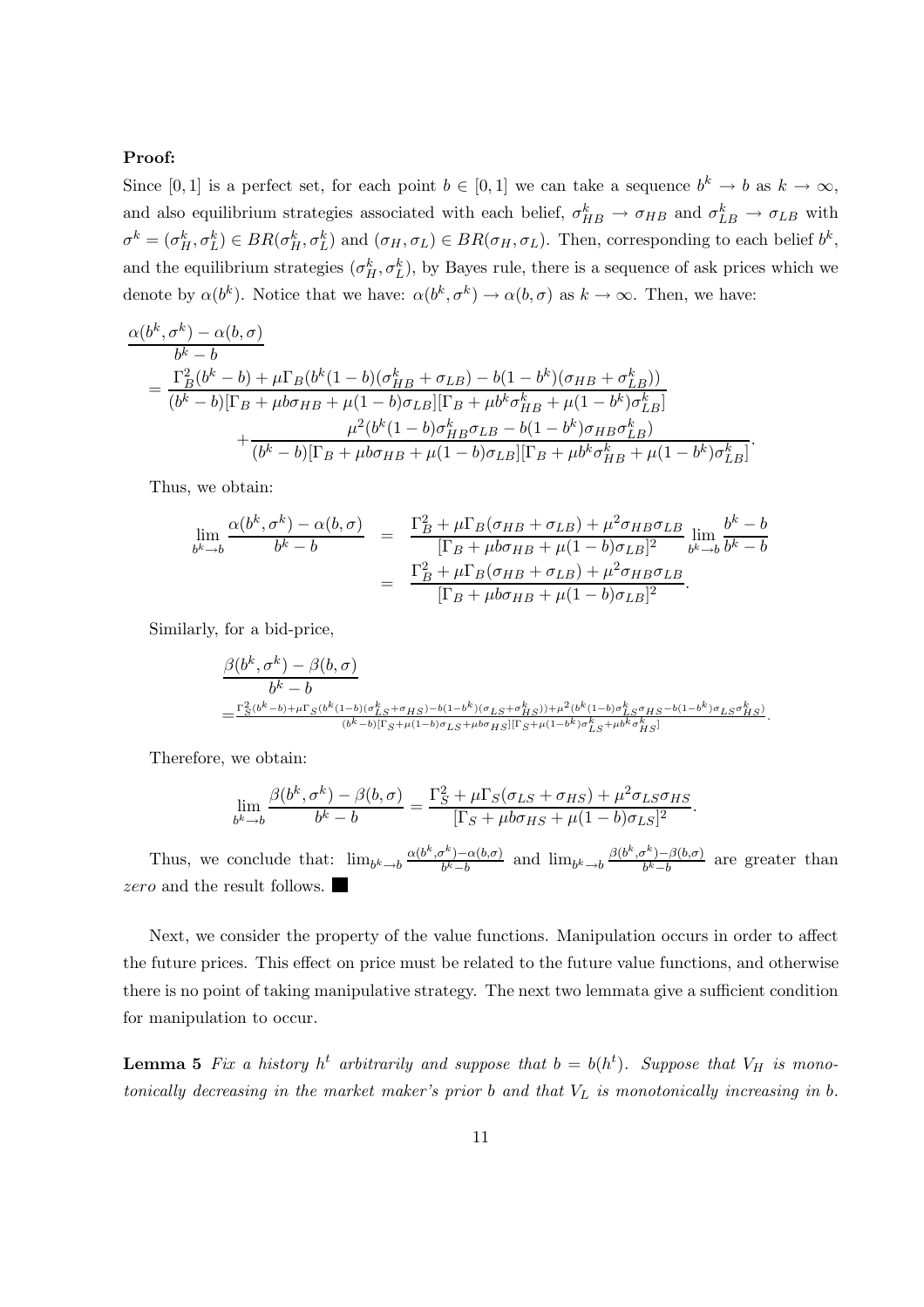**Proof:**

Since $[0,1]$ is a perfect set, for each point $b \in [0,1]$ we can take a sequence $b^k \to b$ as $k \to \infty$, and also equilibrium strategies associated with each belief, $\sigma_{HB}^k \to \sigma_{HB}$ and $\sigma_{LB}^k \to \sigma_{LB}$ with $\sigma^k = (\sigma_H^k, \sigma_L^k) \in BR(\sigma_H^k, \sigma_L^k)$ and $(\sigma_H, \sigma_L) \in BR(\sigma_H, \sigma_L)$. Then, corresponding to each belief $b^k$, and the equilibrium strategies $(\sigma_H^k, \sigma_L^k)$, by Bayes rule, there is a sequence of ask prices which we denote by $\alpha(b^k)$. Notice that we have: $\alpha(b^k, \sigma^k) \to \alpha(b, \sigma)$ as $k \to \infty$. Then, we have:

$$
\begin{aligned}
&\frac{\alpha(b^k,\sigma^k)-\alpha(b,\sigma)}{b^k-b} \\
&= \frac{\Gamma_B^2(b^k-b)+\mu\Gamma_B(b^k(1-b)(\sigma_{HB}^k+\sigma_{LB})-b(1-b^k)(\sigma_{HB}+\sigma_{LB}^k))}{(b^k-b)[\Gamma_B+\mu b\sigma_{HB}+\mu(1-b)\sigma_{LB}][\Gamma_B+\mu b^k\sigma_{HB}^k+\mu(1-b^k)\sigma_{LB}^k]} \\
&\qquad + \frac{\mu^2(b^k(1-b)\sigma_{HB}^k\sigma_{LB}-b(1-b^k)\sigma_{HB}\sigma_{LB}^k)}{(b^k-b)[\Gamma_B+\mu b\sigma_{HB}+\mu(1-b)\sigma_{LB}][\Gamma_B+\mu b^k\sigma_{HB}^k+\mu(1-b^k)\sigma_{LB}^k]}.
\end{aligned}
$$

Thus, we obtain:

$$
\begin{aligned}
\lim_{b^k \to b} \frac{\alpha(b^k,\sigma^k)-\alpha(b,\sigma)}{b^k-b} &= \frac{\Gamma_B^2+\mu\Gamma_B(\sigma_{HB}+\sigma_{LB})+\mu^2\sigma_{HB}\sigma_{LB}}{[\Gamma_B+\mu b\sigma_{HB}+\mu(1-b)\sigma_{LB}]^2} \lim_{b^k \to b} \frac{b^k-b}{b^k-b} \\
&= \frac{\Gamma_B^2+\mu\Gamma_B(\sigma_{HB}+\sigma_{LB})+\mu^2\sigma_{HB}\sigma_{LB}}{[\Gamma_B+\mu b\sigma_{HB}+\mu(1-b)\sigma_{LB}]^2}.
\end{aligned}
$$

Similarly, for a bid-price,

$$
\begin{aligned}
&\frac{\beta(b^k,\sigma^k)-\beta(b,\sigma)}{b^k-b} \\
&= \frac{\Gamma_S^2(b^k-b)+\mu\Gamma_S(b^k(1-b)(\sigma_{LS}^k+\sigma_{HS})-b(1-b^k)(\sigma_{LS}+\sigma_{HS}^k))+\mu^2(b^k(1-b)\sigma_{LS}^k\sigma_{HS}-b(1-b^k)\sigma_{LS}\sigma_{HS}^k)}{(b^k-b)[\Gamma_S+\mu(1-b)\sigma_{LS}+\mu b\sigma_{HS}][\Gamma_S+\mu(1-b^k)\sigma_{LS}^k+\mu b^k\sigma_{HS}^k]}.
\end{aligned}
$$

Therefore, we obtain:

$$
\lim_{b^k \to b} \frac{\beta(b^k,\sigma^k)-\beta(b,\sigma)}{b^k-b} = \frac{\Gamma_S^2+\mu\Gamma_S(\sigma_{LS}+\sigma_{HS})+\mu^2\sigma_{LS}\sigma_{HS}}{[\Gamma_S+\mu b\sigma_{HS}+\mu(1-b)\sigma_{LS}]^2}.
$$

Thus, we conclude that: $\lim_{b^k \to b} \frac{\alpha(b^k,\sigma^k)-\alpha(b,\sigma)}{b^k-b}$ and $\lim_{b^k \to b} \frac{\beta(b^k,\sigma^k)-\beta(b,\sigma)}{b^k-b}$ are greater than *zero* and the result follows. ■

Next, we consider the property of the value functions. Manipulation occurs in order to affect the future prices. This effect on price must be related to the future value functions, and otherwise there is no point of taking manipulative strategy. The next two lemmata give a sufficient condition for manipulation to occur.

**Lemma 5** *Fix a history $h^t$ arbitrarily and suppose that $b = b(h^t)$. Suppose that $V_H$ is monotonically decreasing in the market maker's prior $b$ and that $V_L$ is monotonically increasing in $b$.*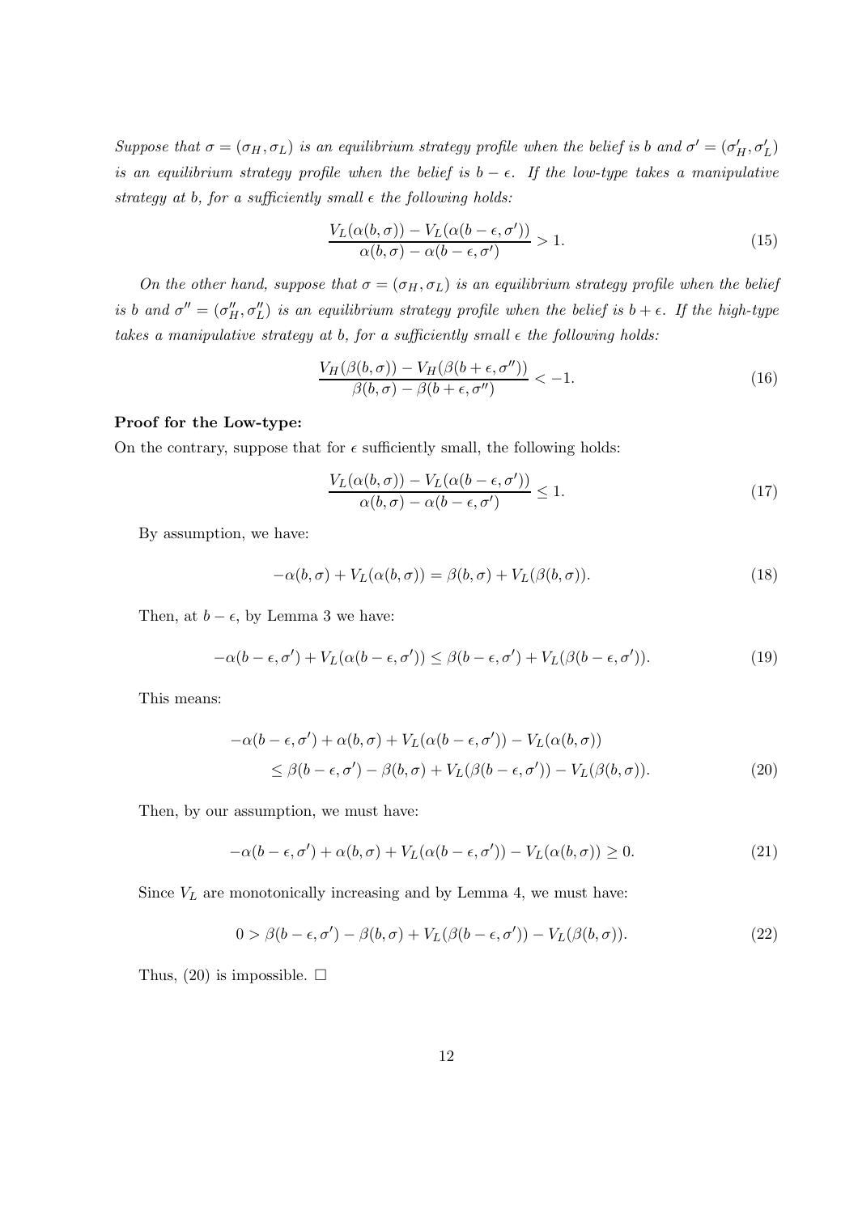*Suppose that $\sigma = (\sigma_H, \sigma_L)$ is an equilibrium strategy profile when the belief is $b$ and $\sigma' = (\sigma'_H, \sigma'_L)$ is an equilibrium strategy profile when the belief is $b - \epsilon$. If the low-type takes a manipulative strategy at $b$, for a sufficiently small $\epsilon$ the following holds:*

$$\frac{V_L(\alpha(b,\sigma)) - V_L(\alpha(b-\epsilon,\sigma'))}{\alpha(b,\sigma) - \alpha(b-\epsilon,\sigma')} > 1. \tag{15}$$

*On the other hand, suppose that $\sigma = (\sigma_H, \sigma_L)$ is an equilibrium strategy profile when the belief is $b$ and $\sigma'' = (\sigma''_H, \sigma''_L)$ is an equilibrium strategy profile when the belief is $b + \epsilon$. If the high-type takes a manipulative strategy at $b$, for a sufficiently small $\epsilon$ the following holds:*

$$\frac{V_H(\beta(b,\sigma)) - V_H(\beta(b+\epsilon,\sigma''))}{\beta(b,\sigma) - \beta(b+\epsilon,\sigma'')} < -1. \tag{16}$$

**Proof for the Low-type:**

On the contrary, suppose that for $\epsilon$ sufficiently small, the following holds:

$$\frac{V_L(\alpha(b,\sigma)) - V_L(\alpha(b-\epsilon,\sigma'))}{\alpha(b,\sigma) - \alpha(b-\epsilon,\sigma')} \leq 1. \tag{17}$$

By assumption, we have:

$$-\alpha(b,\sigma) + V_L(\alpha(b,\sigma)) = \beta(b,\sigma) + V_L(\beta(b,\sigma)). \tag{18}$$

Then, at $b - \epsilon$, by Lemma 3 we have:

$$-\alpha(b-\epsilon,\sigma') + V_L(\alpha(b-\epsilon,\sigma')) \leq \beta(b-\epsilon,\sigma') + V_L(\beta(b-\epsilon,\sigma')). \tag{19}$$

This means:

$$\begin{aligned} &-\alpha(b-\epsilon,\sigma') + \alpha(b,\sigma) + V_L(\alpha(b-\epsilon,\sigma')) - V_L(\alpha(b,\sigma)) \\ &\qquad \leq \beta(b-\epsilon,\sigma') - \beta(b,\sigma) + V_L(\beta(b-\epsilon,\sigma')) - V_L(\beta(b,\sigma)). \end{aligned} \tag{20}$$

Then, by our assumption, we must have:

$$-\alpha(b-\epsilon,\sigma') + \alpha(b,\sigma) + V_L(\alpha(b-\epsilon,\sigma')) - V_L(\alpha(b,\sigma)) \geq 0. \tag{21}$$

Since $V_L$ are monotonically increasing and by Lemma 4, we must have:

$$0 > \beta(b-\epsilon,\sigma') - \beta(b,\sigma) + V_L(\beta(b-\epsilon,\sigma')) - V_L(\beta(b,\sigma)). \tag{22}$$

Thus, (20) is impossible. $\square$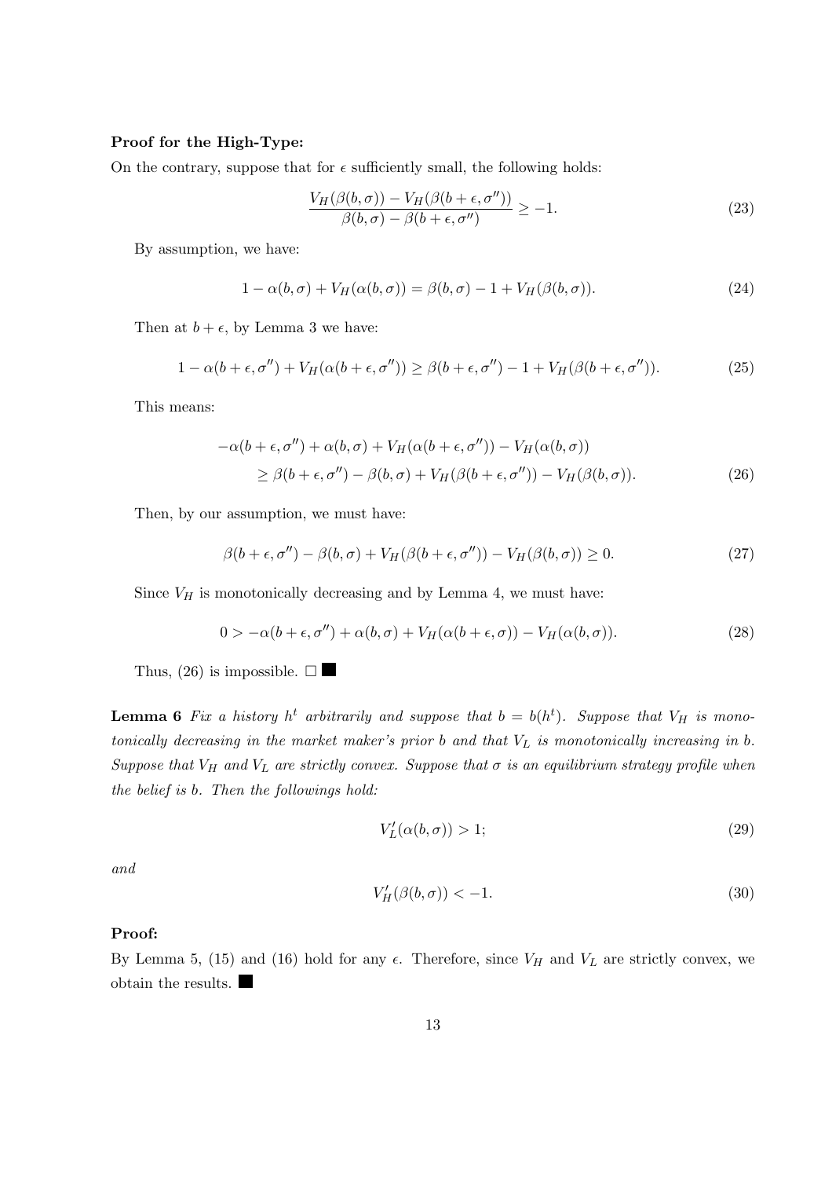**Proof for the High-Type:**

On the contrary, suppose that for $\epsilon$ sufficiently small, the following holds:

$$\frac{V_H(\beta(b,\sigma)) - V_H(\beta(b+\epsilon,\sigma''))}{\beta(b,\sigma) - \beta(b+\epsilon,\sigma'')} \geq -1. \tag{23}$$

By assumption, we have:

$$1 - \alpha(b,\sigma) + V_H(\alpha(b,\sigma)) = \beta(b,\sigma) - 1 + V_H(\beta(b,\sigma)). \tag{24}$$

Then at $b+\epsilon$, by Lemma 3 we have:

$$1 - \alpha(b+\epsilon,\sigma'') + V_H(\alpha(b+\epsilon,\sigma'')) \geq \beta(b+\epsilon,\sigma'') - 1 + V_H(\beta(b+\epsilon,\sigma'')). \tag{25}$$

This means:

$$\begin{aligned}
&-\alpha(b+\epsilon,\sigma'') + \alpha(b,\sigma) + V_H(\alpha(b+\epsilon,\sigma'')) - V_H(\alpha(b,\sigma)) \\
&\quad \geq \beta(b+\epsilon,\sigma'') - \beta(b,\sigma) + V_H(\beta(b+\epsilon,\sigma'')) - V_H(\beta(b,\sigma)).
\end{aligned} \tag{26}$$

Then, by our assumption, we must have:

$$\beta(b+\epsilon,\sigma'') - \beta(b,\sigma) + V_H(\beta(b+\epsilon,\sigma'')) - V_H(\beta(b,\sigma)) \geq 0. \tag{27}$$

Since $V_H$ is monotonically decreasing and by Lemma 4, we must have:

$$0 > -\alpha(b+\epsilon,\sigma'') + \alpha(b,\sigma) + V_H(\alpha(b+\epsilon,\sigma)) - V_H(\alpha(b,\sigma)). \tag{28}$$

Thus, (26) is impossible. $\square$ ■

**Lemma 6** *Fix a history $h^t$ arbitrarily and suppose that $b = b(h^t)$. Suppose that $V_H$ is monotonically decreasing in the market maker's prior $b$ and that $V_L$ is monotonically increasing in $b$. Suppose that $V_H$ and $V_L$ are strictly convex. Suppose that $\sigma$ is an equilibrium strategy profile when the belief is $b$. Then the followings hold:*

$$V_L'(\alpha(b,\sigma)) > 1; \tag{29}$$

*and*

$$V_H'(\beta(b,\sigma)) < -1. \tag{30}$$

**Proof:**

By Lemma 5, (15) and (16) hold for any $\epsilon$. Therefore, since $V_H$ and $V_L$ are strictly convex, we obtain the results. ■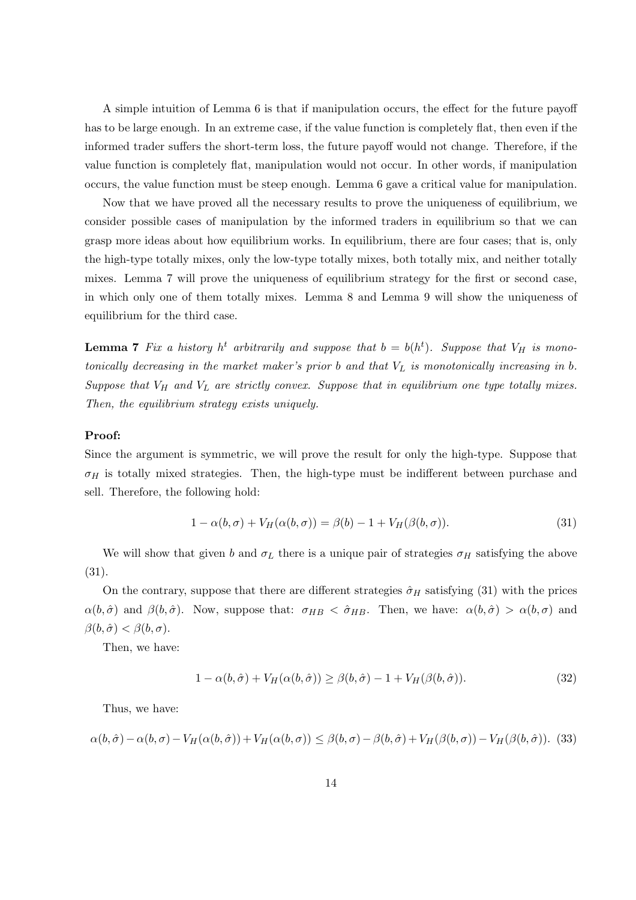A simple intuition of Lemma 6 is that if manipulation occurs, the effect for the future payoff has to be large enough. In an extreme case, if the value function is completely flat, then even if the informed trader suffers the short-term loss, the future payoff would not change. Therefore, if the value function is completely flat, manipulation would not occur. In other words, if manipulation occurs, the value function must be steep enough. Lemma 6 gave a critical value for manipulation.

Now that we have proved all the necessary results to prove the uniqueness of equilibrium, we consider possible cases of manipulation by the informed traders in equilibrium so that we can grasp more ideas about how equilibrium works. In equilibrium, there are four cases; that is, only the high-type totally mixes, only the low-type totally mixes, both totally mix, and neither totally mixes. Lemma 7 will prove the uniqueness of equilibrium strategy for the first or second case, in which only one of them totally mixes. Lemma 8 and Lemma 9 will show the uniqueness of equilibrium for the third case.

**Lemma 7** *Fix a history $h^t$ arbitrarily and suppose that $b = b(h^t)$. Suppose that $V_H$ is monotonically decreasing in the market maker's prior $b$ and that $V_L$ is monotonically increasing in $b$. Suppose that $V_H$ and $V_L$ are strictly convex. Suppose that in equilibrium one type totally mixes. Then, the equilibrium strategy exists uniquely.*

**Proof:**
Since the argument is symmetric, we will prove the result for only the high-type. Suppose that $\sigma_H$ is totally mixed strategies. Then, the high-type must be indifferent between purchase and sell. Therefore, the following hold:

$$1 - \alpha(b, \sigma) + V_H(\alpha(b, \sigma)) = \beta(b) - 1 + V_H(\beta(b, \sigma)). \tag{31}$$

We will show that given $b$ and $\sigma_L$ there is a unique pair of strategies $\sigma_H$ satisfying the above (31).

On the contrary, suppose that there are different strategies $\hat{\sigma}_H$ satisfying (31) with the prices $\alpha(b, \hat{\sigma})$ and $\beta(b, \hat{\sigma})$. Now, suppose that: $\sigma_{HB} < \hat{\sigma}_{HB}$. Then, we have: $\alpha(b, \hat{\sigma}) > \alpha(b, \sigma)$ and $\beta(b, \hat{\sigma}) < \beta(b, \sigma)$.

Then, we have:

$$1 - \alpha(b, \hat{\sigma}) + V_H(\alpha(b, \hat{\sigma})) \geq \beta(b, \hat{\sigma}) - 1 + V_H(\beta(b, \hat{\sigma})). \tag{32}$$

Thus, we have:

$$\alpha(b, \hat{\sigma}) - \alpha(b, \sigma) - V_H(\alpha(b, \hat{\sigma})) + V_H(\alpha(b, \sigma)) \leq \beta(b, \sigma) - \beta(b, \hat{\sigma}) + V_H(\beta(b, \sigma)) - V_H(\beta(b, \hat{\sigma})). \tag{33}$$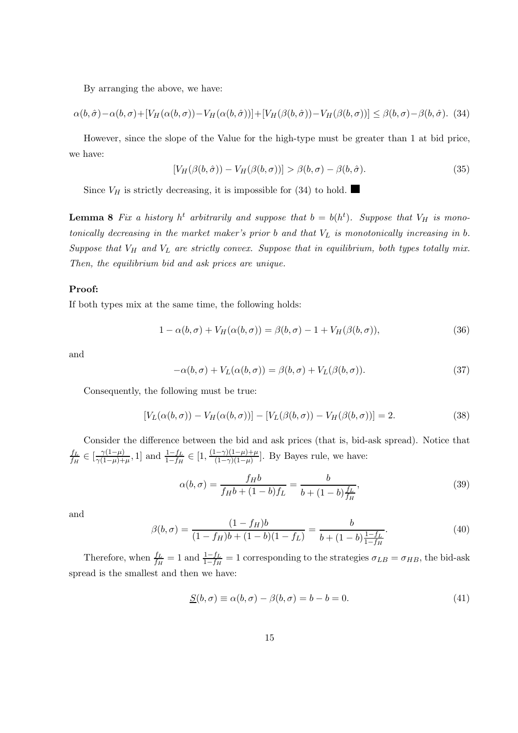By arranging the above, we have:

$$\alpha(b,\hat{\sigma})-\alpha(b,\sigma)+[V_H(\alpha(b,\sigma))-V_H(\alpha(b,\hat{\sigma}))]+[V_H(\beta(b,\hat{\sigma}))-V_H(\beta(b,\sigma))] \leq \beta(b,\sigma)-\beta(b,\hat{\sigma}). \quad (34)$$

However, since the slope of the Value for the high-type must be greater than 1 at bid price, we have:

$$[V_H(\beta(b,\hat{\sigma})) - V_H(\beta(b,\sigma))] > \beta(b,\sigma) - \beta(b,\hat{\sigma}). \quad (35)$$

Since $V_H$ is strictly decreasing, it is impossible for (34) to hold. ■

**Lemma 8** *Fix a history $h^t$ arbitrarily and suppose that $b = b(h^t)$. Suppose that $V_H$ is monotonically decreasing in the market maker's prior $b$ and that $V_L$ is monotonically increasing in $b$. Suppose that $V_H$ and $V_L$ are strictly convex. Suppose that in equilibrium, both types totally mix. Then, the equilibrium bid and ask prices are unique.*

**Proof:**

If both types mix at the same time, the following holds:

$$1 - \alpha(b,\sigma) + V_H(\alpha(b,\sigma)) = \beta(b,\sigma) - 1 + V_H(\beta(b,\sigma)), \quad (36)$$

and

$$-\alpha(b,\sigma) + V_L(\alpha(b,\sigma)) = \beta(b,\sigma) + V_L(\beta(b,\sigma)). \quad (37)$$

Consequently, the following must be true:

$$[V_L(\alpha(b,\sigma)) - V_H(\alpha(b,\sigma))] - [V_L(\beta(b,\sigma)) - V_H(\beta(b,\sigma))] = 2. \quad (38)$$

Consider the difference between the bid and ask prices (that is, bid-ask spread). Notice that $\frac{f_L}{f_H} \in [\frac{\gamma(1-\mu)}{\gamma(1-\mu)+\mu}, 1]$ and $\frac{1-f_L}{1-f_H} \in [1, \frac{(1-\gamma)(1-\mu)+\mu}{(1-\gamma)(1-\mu)}]$. By Bayes rule, we have:

$$\alpha(b,\sigma) = \frac{f_H b}{f_H b + (1-b) f_L} = \frac{b}{b + (1-b)\frac{f_L}{f_H}}, \quad (39)$$

and

$$\beta(b,\sigma) = \frac{(1-f_H)b}{(1-f_H)b + (1-b)(1-f_L)} = \frac{b}{b + (1-b)\frac{1-f_L}{1-f_H}}. \quad (40)$$

Therefore, when $\frac{f_L}{f_H} = 1$ and $\frac{1-f_L}{1-f_H} = 1$ corresponding to the strategies $\sigma_{LB} = \sigma_{HB}$, the bid-ask spread is the smallest and then we have:

$$\underline{S}(b,\sigma) \equiv \alpha(b,\sigma) - \beta(b,\sigma) = b - b = 0. \quad (41)$$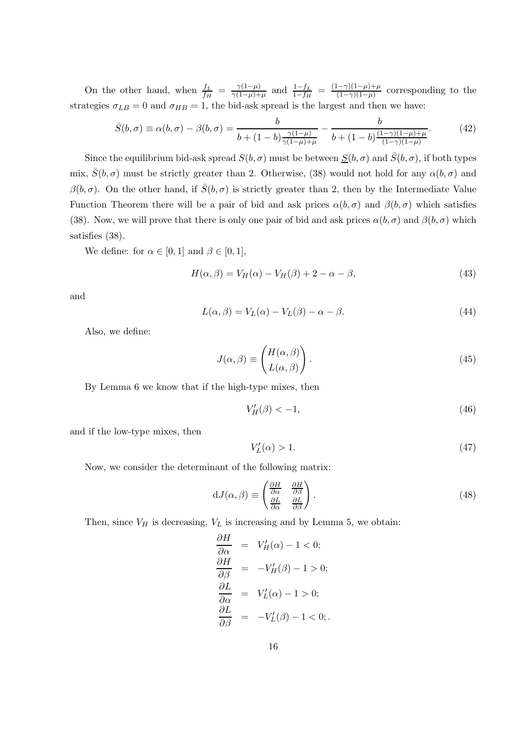On the other hand, when $\frac{f_L}{f_H} = \frac{\gamma(1-\mu)}{\gamma(1-\mu)+\mu}$ and $\frac{1-f_L}{1-f_H} = \frac{(1-\gamma)(1-\mu)+\mu}{(1-\gamma)(1-\mu)}$ corresponding to the strategies $\sigma_{LB} = 0$ and $\sigma_{HB} = 1$, the bid-ask spread is the largest and then we have:

$$\bar{S}(b,\sigma) \equiv \alpha(b,\sigma) - \beta(b,\sigma) = \frac{b}{b + (1-b)\frac{\gamma(1-\mu)}{\gamma(1-\mu)+\mu}} - \frac{b}{b + (1-b)\frac{(1-\gamma)(1-\mu)+\mu}{(1-\gamma)(1-\mu)}}. \tag{42}$$

Since the equilibrium bid-ask spread $S(b,\sigma)$ must be between $\underline{S}(b,\sigma)$ and $\bar{S}(b,\sigma)$, if both types mix, $\bar{S}(b,\sigma)$ must be strictly greater than 2. Otherwise, (38) would not hold for any $\alpha(b,\sigma)$ and $\beta(b,\sigma)$. On the other hand, if $\bar{S}(b,\sigma)$ is strictly greater than 2, then by the Intermediate Value Function Theorem there will be a pair of bid and ask prices $\alpha(b,\sigma)$ and $\beta(b,\sigma)$ which satisfies (38). Now, we will prove that there is only one pair of bid and ask prices $\alpha(b,\sigma)$ and $\beta(b,\sigma)$ which satisfies (38).

We define: for $\alpha \in [0,1]$ and $\beta \in [0,1]$,

$$H(\alpha,\beta) = V_H(\alpha) - V_H(\beta) + 2 - \alpha - \beta, \tag{43}$$

and

$$L(\alpha,\beta) = V_L(\alpha) - V_L(\beta) - \alpha - \beta. \tag{44}$$

Also, we define:

$$J(\alpha,\beta) \equiv \begin{pmatrix} H(\alpha,\beta) \\ L(\alpha,\beta) \end{pmatrix}. \tag{45}$$

By Lemma 6 we know that if the high-type mixes, then

$$V_H'(\beta) < -1, \tag{46}$$

and if the low-type mixes, then

$$V_L'(\alpha) > 1. \tag{47}$$

Now, we consider the determinant of the following matrix:

$$\mathrm{d}J(\alpha,\beta) \equiv \begin{pmatrix} \frac{\partial H}{\partial \alpha} & \frac{\partial H}{\partial \beta} \\ \frac{\partial L}{\partial \alpha} & \frac{\partial L}{\partial \beta} \end{pmatrix}. \tag{48}$$

Then, since $V_H$ is decreasing, $V_L$ is increasing and by Lemma 5, we obtain:

$$\begin{aligned}
\frac{\partial H}{\partial \alpha} &= V_H'(\alpha) - 1 < 0; \\
\frac{\partial H}{\partial \beta} &= -V_H'(\beta) - 1 > 0; \\
\frac{\partial L}{\partial \alpha} &= V_L'(\alpha) - 1 > 0; \\
\frac{\partial L}{\partial \beta} &= -V_L'(\beta) - 1 < 0;.
\end{aligned}$$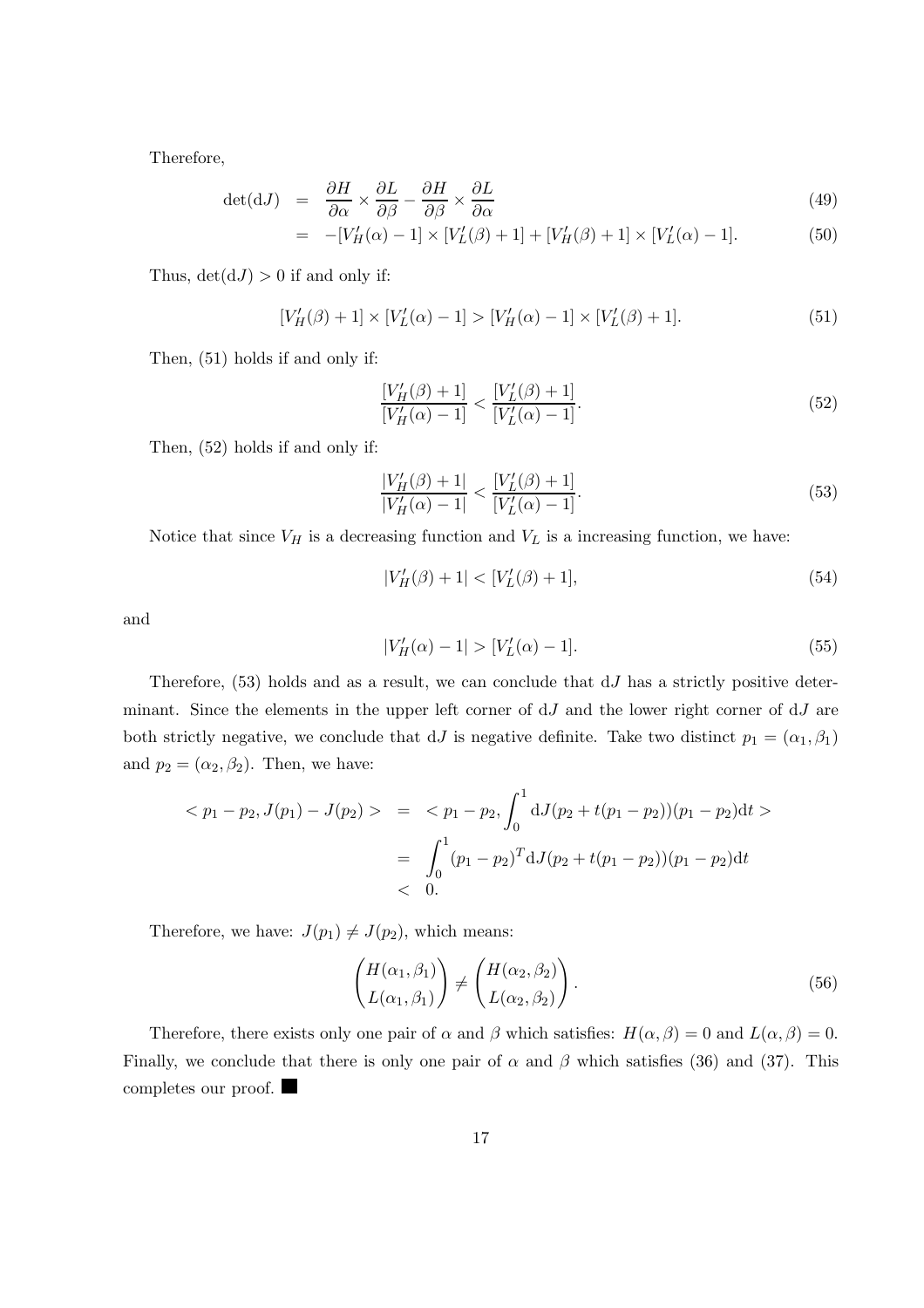Therefore,

$$
\begin{aligned}
\det(\mathrm{d}J) &= \frac{\partial H}{\partial \alpha} \times \frac{\partial L}{\partial \beta} - \frac{\partial H}{\partial \beta} \times \frac{\partial L}{\partial \alpha} && (49) \\
&= -[V_H'(\alpha) - 1] \times [V_L'(\beta) + 1] + [V_H'(\beta) + 1] \times [V_L'(\alpha) - 1]. && (50)
\end{aligned}
$$

Thus, $\det(\mathrm{d}J) > 0$ if and only if:

$$
[V_H'(\beta) + 1] \times [V_L'(\alpha) - 1] > [V_H'(\alpha) - 1] \times [V_L'(\beta) + 1]. \tag{51}
$$

Then, (51) holds if and only if:

$$
\frac{[V_H'(\beta) + 1]}{[V_H'(\alpha) - 1]} < \frac{[V_L'(\beta) + 1]}{[V_L'(\alpha) - 1]}. \tag{52}
$$

Then, (52) holds if and only if:

$$
\frac{|V_H'(\beta) + 1|}{|V_H'(\alpha) - 1|} < \frac{[V_L'(\beta) + 1]}{[V_L'(\alpha) - 1]}. \tag{53}
$$

Notice that since $V_H$ is a decreasing function and $V_L$ is a increasing function, we have:

$$
|V_H'(\beta) + 1| < [V_L'(\beta) + 1], \tag{54}
$$

and

$$
|V_H'(\alpha) - 1| > [V_L'(\alpha) - 1]. \tag{55}
$$

Therefore, (53) holds and as a result, we can conclude that $\mathrm{d}J$ has a strictly positive determinant. Since the elements in the upper left corner of $\mathrm{d}J$ and the lower right corner of $\mathrm{d}J$ are both strictly negative, we conclude that $\mathrm{d}J$ is negative definite. Take two distinct $p_1 = (\alpha_1, \beta_1)$ and $p_2 = (\alpha_2, \beta_2)$. Then, we have:

$$
\begin{aligned}
< p_1 - p_2, J(p_1) - J(p_2) > &= \ < p_1 - p_2, \int_0^1 \mathrm{d}J(p_2 + t(p_1 - p_2))(p_1 - p_2)\mathrm{d}t > \\
&= \int_0^1 (p_1 - p_2)^T \mathrm{d}J(p_2 + t(p_1 - p_2))(p_1 - p_2)\mathrm{d}t \\
&< 0.
\end{aligned}
$$

Therefore, we have: $J(p_1) \neq J(p_2)$, which means:

$$
\begin{pmatrix} H(\alpha_1, \beta_1) \\ L(\alpha_1, \beta_1) \end{pmatrix} \neq \begin{pmatrix} H(\alpha_2, \beta_2) \\ L(\alpha_2, \beta_2) \end{pmatrix}. \tag{56}
$$

Therefore, there exists only one pair of $\alpha$ and $\beta$ which satisfies: $H(\alpha, \beta) = 0$ and $L(\alpha, \beta) = 0$. Finally, we conclude that there is only one pair of $\alpha$ and $\beta$ which satisfies (36) and (37). This completes our proof. ■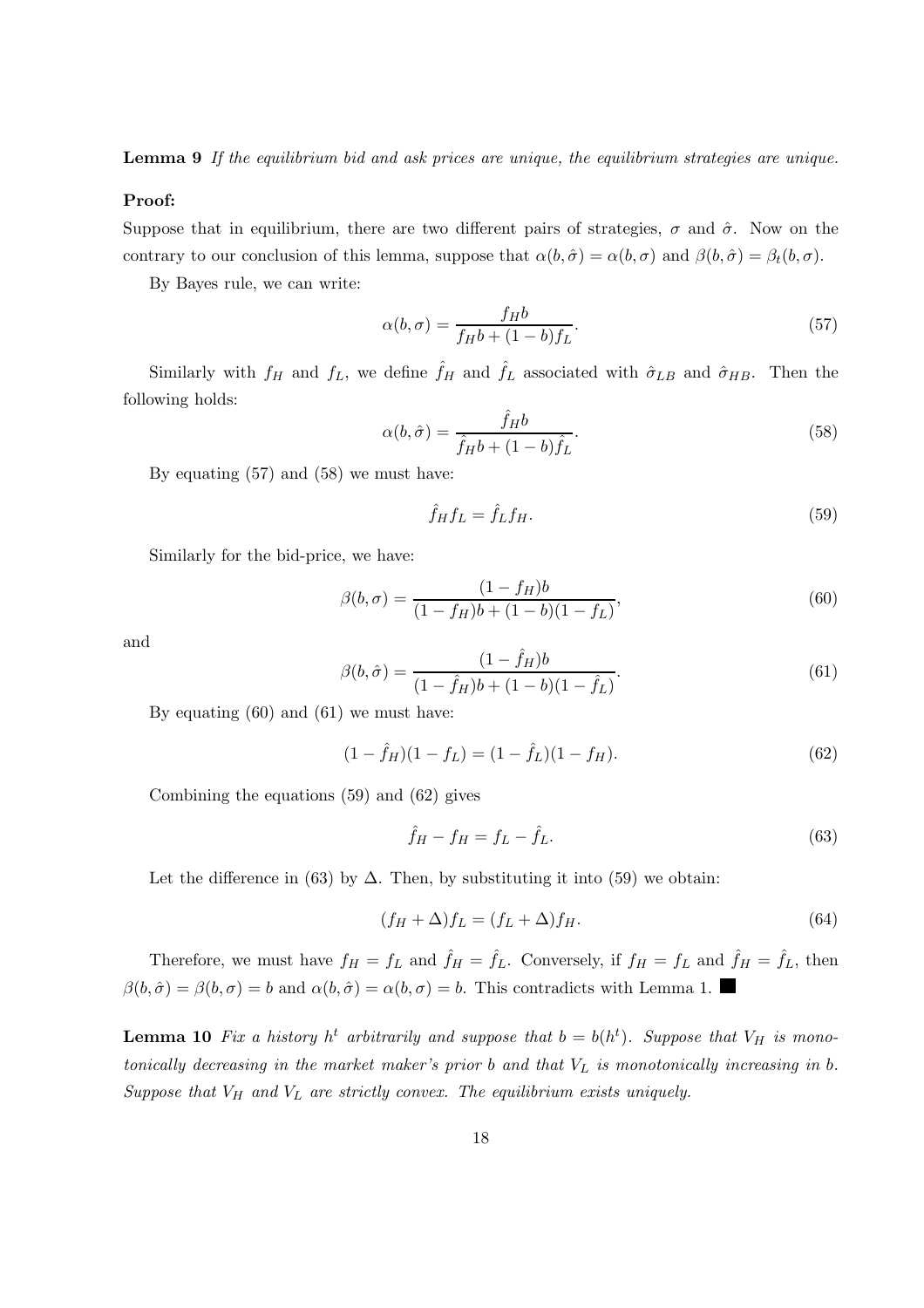**Lemma 9** *If the equilibrium bid and ask prices are unique, the equilibrium strategies are unique.*

**Proof:**

Suppose that in equilibrium, there are two different pairs of strategies, $\sigma$ and $\hat{\sigma}$. Now on the contrary to our conclusion of this lemma, suppose that $\alpha(b, \hat{\sigma}) = \alpha(b, \sigma)$ and $\beta(b, \hat{\sigma}) = \beta_t(b, \sigma)$.

By Bayes rule, we can write:

$$\alpha(b, \sigma) = \frac{f_H b}{f_H b + (1-b) f_L}. \tag{57}$$

Similarly with $f_H$ and $f_L$, we define $\hat{f}_H$ and $\hat{f}_L$ associated with $\hat{\sigma}_{LB}$ and $\hat{\sigma}_{HB}$. Then the following holds:

$$\alpha(b, \hat{\sigma}) = \frac{\hat{f}_H b}{\hat{f}_H b + (1-b) \hat{f}_L}. \tag{58}$$

By equating (57) and (58) we must have:

$$\hat{f}_H f_L = \hat{f}_L f_H. \tag{59}$$

Similarly for the bid-price, we have:

$$\beta(b, \sigma) = \frac{(1-f_H) b}{(1-f_H) b + (1-b)(1-f_L)}, \tag{60}$$

and

$$\beta(b, \hat{\sigma}) = \frac{(1-\hat{f}_H) b}{(1-\hat{f}_H) b + (1-b)(1-\hat{f}_L)}. \tag{61}$$

By equating (60) and (61) we must have:

$$(1-\hat{f}_H)(1-f_L) = (1-\hat{f}_L)(1-f_H). \tag{62}$$

Combining the equations (59) and (62) gives

$$\hat{f}_H - f_H = f_L - \hat{f}_L. \tag{63}$$

Let the difference in (63) by $\Delta$. Then, by substituting it into (59) we obtain:

$$(f_H + \Delta) f_L = (f_L + \Delta) f_H. \tag{64}$$

Therefore, we must have $f_H = f_L$ and $\hat{f}_H = \hat{f}_L$. Conversely, if $f_H = f_L$ and $\hat{f}_H = \hat{f}_L$, then $\beta(b, \hat{\sigma}) = \beta(b, \sigma) = b$ and $\alpha(b, \hat{\sigma}) = \alpha(b, \sigma) = b$. This contradicts with Lemma 1. ■

**Lemma 10** *Fix a history $h^t$ arbitrarily and suppose that $b = b(h^t)$. Suppose that $V_H$ is monotonically decreasing in the market maker's prior $b$ and that $V_L$ is monotonically increasing in $b$. Suppose that $V_H$ and $V_L$ are strictly convex. The equilibrium exists uniquely.*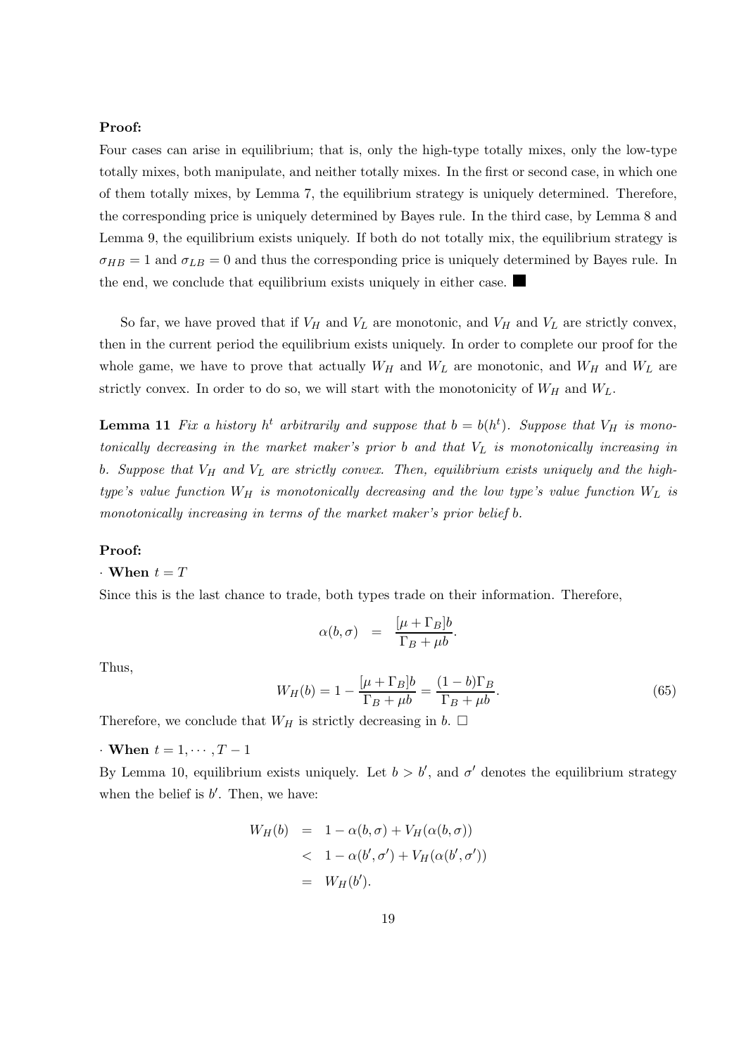**Proof:**

Four cases can arise in equilibrium; that is, only the high-type totally mixes, only the low-type totally mixes, both manipulate, and neither totally mixes. In the first or second case, in which one of them totally mixes, by Lemma 7, the equilibrium strategy is uniquely determined. Therefore, the corresponding price is uniquely determined by Bayes rule. In the third case, by Lemma 8 and Lemma 9, the equilibrium exists uniquely. If both do not totally mix, the equilibrium strategy is $\sigma_{HB} = 1$ and $\sigma_{LB} = 0$ and thus the corresponding price is uniquely determined by Bayes rule. In the end, we conclude that equilibrium exists uniquely in either case. ■

So far, we have proved that if $V_H$ and $V_L$ are monotonic, and $V_H$ and $V_L$ are strictly convex, then in the current period the equilibrium exists uniquely. In order to complete our proof for the whole game, we have to prove that actually $W_H$ and $W_L$ are monotonic, and $W_H$ and $W_L$ are strictly convex. In order to do so, we will start with the monotonicity of $W_H$ and $W_L$.

**Lemma 11** *Fix a history $h^t$ arbitrarily and suppose that $b = b(h^t)$. Suppose that $V_H$ is monotonically decreasing in the market maker's prior $b$ and that $V_L$ is monotonically increasing in $b$. Suppose that $V_H$ and $V_L$ are strictly convex. Then, equilibrium exists uniquely and the high-type's value function $W_H$ is monotonically decreasing and the low type's value function $W_L$ is monotonically increasing in terms of the market maker's prior belief $b$.*

**Proof:**

· **When** $t = T$

Since this is the last chance to trade, both types trade on their information. Therefore,

$$\alpha(b, \sigma) \;\; = \;\; \frac{[\mu + \Gamma_B]b}{\Gamma_B + \mu b}.$$

Thus,

$$W_H(b) = 1 - \frac{[\mu + \Gamma_B]b}{\Gamma_B + \mu b} = \frac{(1 - b)\Gamma_B}{\Gamma_B + \mu b}. \tag{65}$$

Therefore, we conclude that $W_H$ is strictly decreasing in $b$. □

· **When** $t = 1, \cdots, T - 1$

By Lemma 10, equilibrium exists uniquely. Let $b > b'$, and $\sigma'$ denotes the equilibrium strategy when the belief is $b'$. Then, we have:

$$\begin{aligned} W_H(b) &= 1 - \alpha(b, \sigma) + V_H(\alpha(b, \sigma)) \\ &< 1 - \alpha(b', \sigma') + V_H(\alpha(b', \sigma')) \\ &= W_H(b'). \end{aligned}$$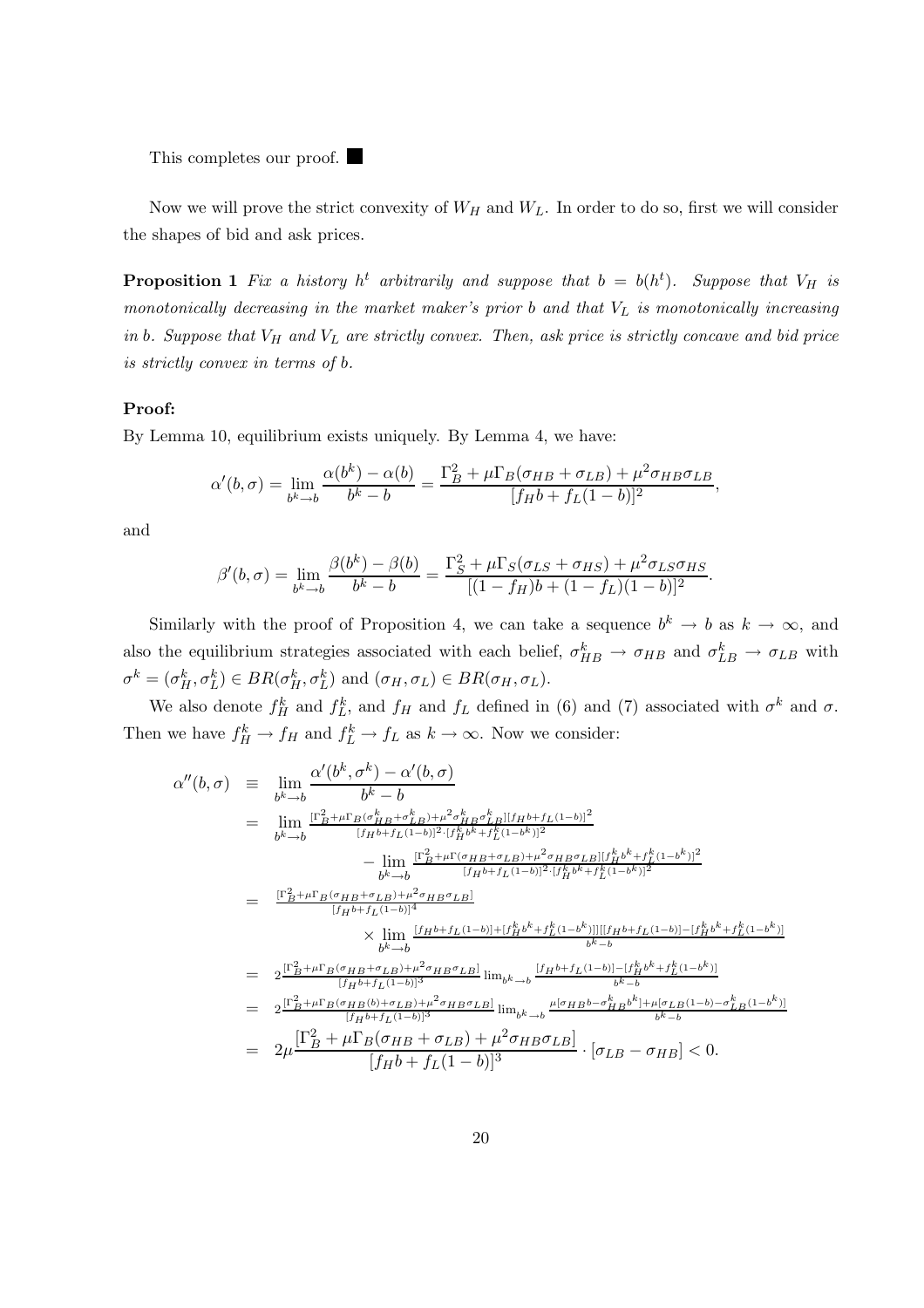This completes our proof. ■

Now we will prove the strict convexity of $W_H$ and $W_L$. In order to do so, first we will consider the shapes of bid and ask prices.

**Proposition 1** *Fix a history $h^t$ arbitrarily and suppose that $b = b(h^t)$. Suppose that $V_H$ is monotonically decreasing in the market maker's prior $b$ and that $V_L$ is monotonically increasing in $b$. Suppose that $V_H$ and $V_L$ are strictly convex. Then, ask price is strictly concave and bid price is strictly convex in terms of $b$.*

**Proof:**

By Lemma 10, equilibrium exists uniquely. By Lemma 4, we have:

$$\alpha'(b,\sigma) = \lim_{b^k \to b} \frac{\alpha(b^k) - \alpha(b)}{b^k - b} = \frac{\Gamma_B^2 + \mu\Gamma_B(\sigma_{HB} + \sigma_{LB}) + \mu^2\sigma_{HB}\sigma_{LB}}{[f_H b + f_L(1-b)]^2},$$

and

$$\beta'(b,\sigma) = \lim_{b^k \to b} \frac{\beta(b^k) - \beta(b)}{b^k - b} = \frac{\Gamma_S^2 + \mu\Gamma_S(\sigma_{LS} + \sigma_{HS}) + \mu^2\sigma_{LS}\sigma_{HS}}{[(1-f_H)b + (1-f_L)(1-b)]^2}.$$

Similarly with the proof of Proposition 4, we can take a sequence $b^k \to b$ as $k \to \infty$, and also the equilibrium strategies associated with each belief, $\sigma_{HB}^k \to \sigma_{HB}$ and $\sigma_{LB}^k \to \sigma_{LB}$ with $\sigma^k = (\sigma_H^k, \sigma_L^k) \in BR(\sigma_H^k, \sigma_L^k)$ and $(\sigma_H, \sigma_L) \in BR(\sigma_H, \sigma_L)$.

We also denote $f_H^k$ and $f_L^k$, and $f_H$ and $f_L$ defined in (6) and (7) associated with $\sigma^k$ and $\sigma$. Then we have $f_H^k \to f_H$ and $f_L^k \to f_L$ as $k \to \infty$. Now we consider:

$$\begin{aligned}
\alpha''(b,\sigma) &\equiv \lim_{b^k \to b} \frac{\alpha'(b^k,\sigma^k) - \alpha'(b,\sigma)}{b^k - b} \\
&= \lim_{b^k \to b} \frac{\frac{[\Gamma_B^2 + \mu\Gamma_B(\sigma_{HB}^k + \sigma_{LB}^k) + \mu^2\sigma_{HB}^k\sigma_{LB}^k][f_H b + f_L(1-b)]^2}{[f_H b + f_L(1-b)]^2 \cdot [f_H^k b^k + f_L^k(1-b^k)]^2}}{} \\
&\qquad - \lim_{b^k \to b} \frac{[\Gamma_B^2 + \mu\Gamma(\sigma_{HB} + \sigma_{LB}) + \mu^2\sigma_{HB}\sigma_{LB}][f_H^k b^k + f_L^k(1-b^k)]^2}{[f_H b + f_L(1-b)]^2 \cdot [f_H^k b^k + f_L^k(1-b^k)]^2} \\
&= \frac{[\Gamma_B^2 + \mu\Gamma_B(\sigma_{HB} + \sigma_{LB}) + \mu^2\sigma_{HB}\sigma_{LB}]}{[f_H b + f_L(1-b)]^4} \\
&\qquad \times \lim_{b^k \to b} \frac{[f_H b + f_L(1-b)] + [f_H^k b^k + f_L^k(1-b^k)]][[f_H b + f_L(1-b)] - [f_H^k b^k + f_L^k(1-b^k)]}{b^k - b} \\
&= 2\frac{[\Gamma_B^2 + \mu\Gamma_B(\sigma_{HB} + \sigma_{LB}) + \mu^2\sigma_{HB}\sigma_{LB}]}{[f_H b + f_L(1-b)]^3} \lim_{b^k \to b} \frac{[f_H b + f_L(1-b)] - [f_H^k b^k + f_L^k(1-b^k)]}{b^k - b} \\
&= 2\frac{[\Gamma_B^2 + \mu\Gamma_B(\sigma_{HB}(b) + \sigma_{LB}) + \mu^2\sigma_{HB}\sigma_{LB}]}{[f_H b + f_L(1-b)]^3} \lim_{b^k \to b} \frac{\mu[\sigma_{HB} b - \sigma_{HB}^k b^k] + \mu[\sigma_{LB}(1-b) - \sigma_{LB}^k(1-b^k)]}{b^k - b} \\
&= 2\mu\frac{[\Gamma_B^2 + \mu\Gamma_B(\sigma_{HB} + \sigma_{LB}) + \mu^2\sigma_{HB}\sigma_{LB}]}{[f_H b + f_L(1-b)]^3} \cdot [\sigma_{LB} - \sigma_{HB}] < 0.
\end{aligned}$$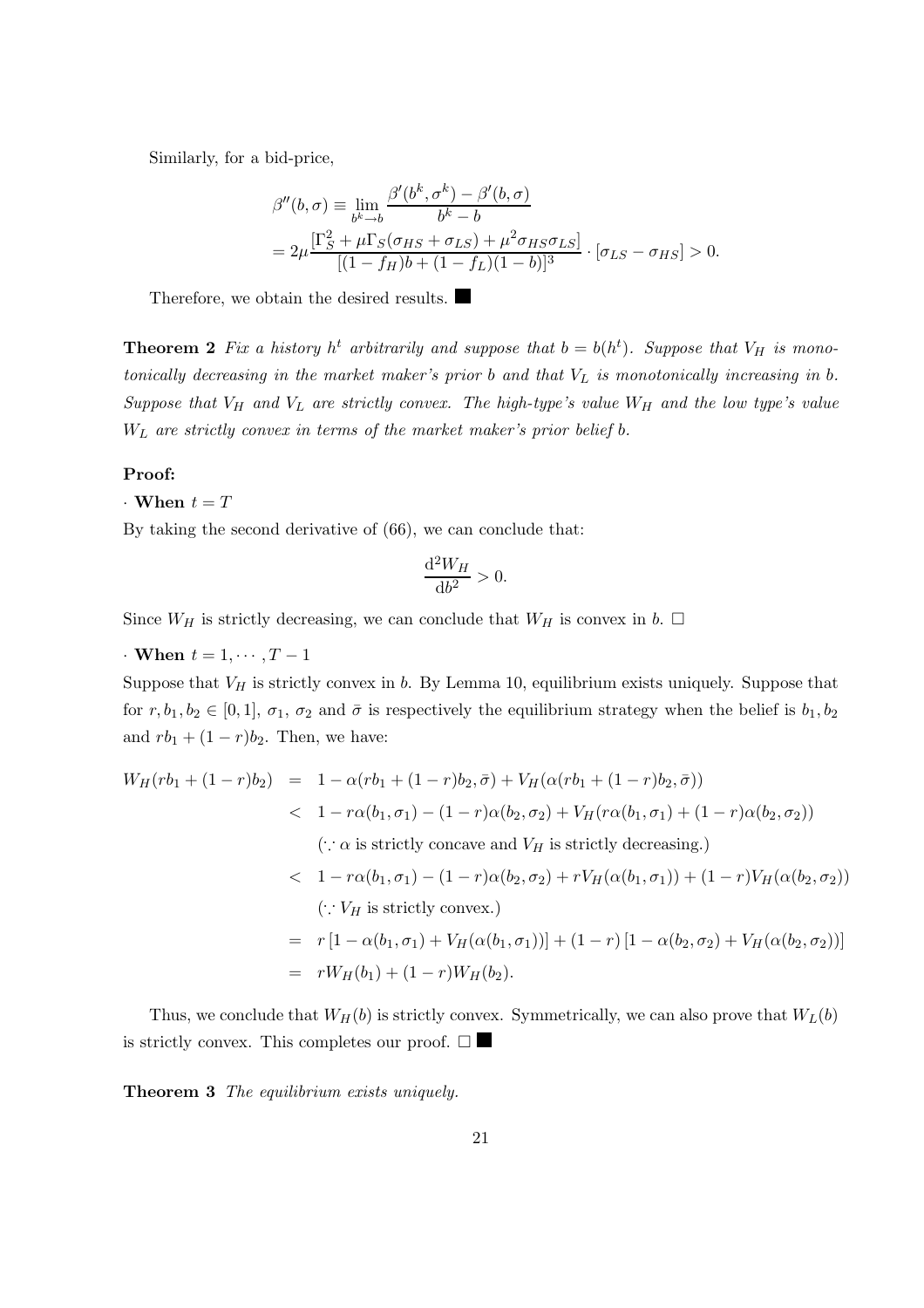Similarly, for a bid-price,

$$
\begin{aligned}
\beta''(b,\sigma) &\equiv \lim_{b^k \to b} \frac{\beta'(b^k,\sigma^k) - \beta'(b,\sigma)}{b^k - b} \\
&= 2\mu \frac{[\Gamma_S^2 + \mu\Gamma_S(\sigma_{HS} + \sigma_{LS}) + \mu^2\sigma_{HS}\sigma_{LS}]}{[(1-f_H)b + (1-f_L)(1-b)]^3} \cdot [\sigma_{LS} - \sigma_{HS}] > 0.
\end{aligned}
$$

Therefore, we obtain the desired results. ■

**Theorem 2** *Fix a history $h^t$ arbitrarily and suppose that $b = b(h^t)$. Suppose that $V_H$ is monotonically decreasing in the market maker's prior $b$ and that $V_L$ is monotonically increasing in $b$. Suppose that $V_H$ and $V_L$ are strictly convex. The high-type's value $W_H$ and the low type's value $W_L$ are strictly convex in terms of the market maker's prior belief $b$.*

**Proof:**

· **When** $t = T$

By taking the second derivative of (66), we can conclude that:

$$
\frac{\mathrm{d}^2 W_H}{\mathrm{d}b^2} > 0.
$$

Since $W_H$ is strictly decreasing, we can conclude that $W_H$ is convex in $b$. □

· **When** $t = 1, \cdots, T-1$

Suppose that $V_H$ is strictly convex in $b$. By Lemma 10, equilibrium exists uniquely. Suppose that for $r, b_1, b_2 \in [0,1]$, $\sigma_1$, $\sigma_2$ and $\bar{\sigma}$ is respectively the equilibrium strategy when the belief is $b_1, b_2$ and $rb_1 + (1-r)b_2$. Then, we have:

$$
\begin{aligned}
W_H(rb_1 + (1-r)b_2) &= 1 - \alpha(rb_1 + (1-r)b_2, \bar{\sigma}) + V_H(\alpha(rb_1 + (1-r)b_2, \bar{\sigma})) \\
&< 1 - r\alpha(b_1,\sigma_1) - (1-r)\alpha(b_2,\sigma_2) + V_H(r\alpha(b_1,\sigma_1) + (1-r)\alpha(b_2,\sigma_2)) \\
&\quad (\because \alpha \text{ is strictly concave and } V_H \text{ is strictly decreasing.}) \\
&< 1 - r\alpha(b_1,\sigma_1) - (1-r)\alpha(b_2,\sigma_2) + rV_H(\alpha(b_1,\sigma_1)) + (1-r)V_H(\alpha(b_2,\sigma_2)) \\
&\quad (\because V_H \text{ is strictly convex.}) \\
&= r\left[1 - \alpha(b_1,\sigma_1) + V_H(\alpha(b_1,\sigma_1))\right] + (1-r)\left[1 - \alpha(b_2,\sigma_2) + V_H(\alpha(b_2,\sigma_2))\right] \\
&= rW_H(b_1) + (1-r)W_H(b_2).
\end{aligned}
$$

Thus, we conclude that $W_H(b)$ is strictly convex. Symmetrically, we can also prove that $W_L(b)$ is strictly convex. This completes our proof. □ ■

**Theorem 3** *The equilibrium exists uniquely.*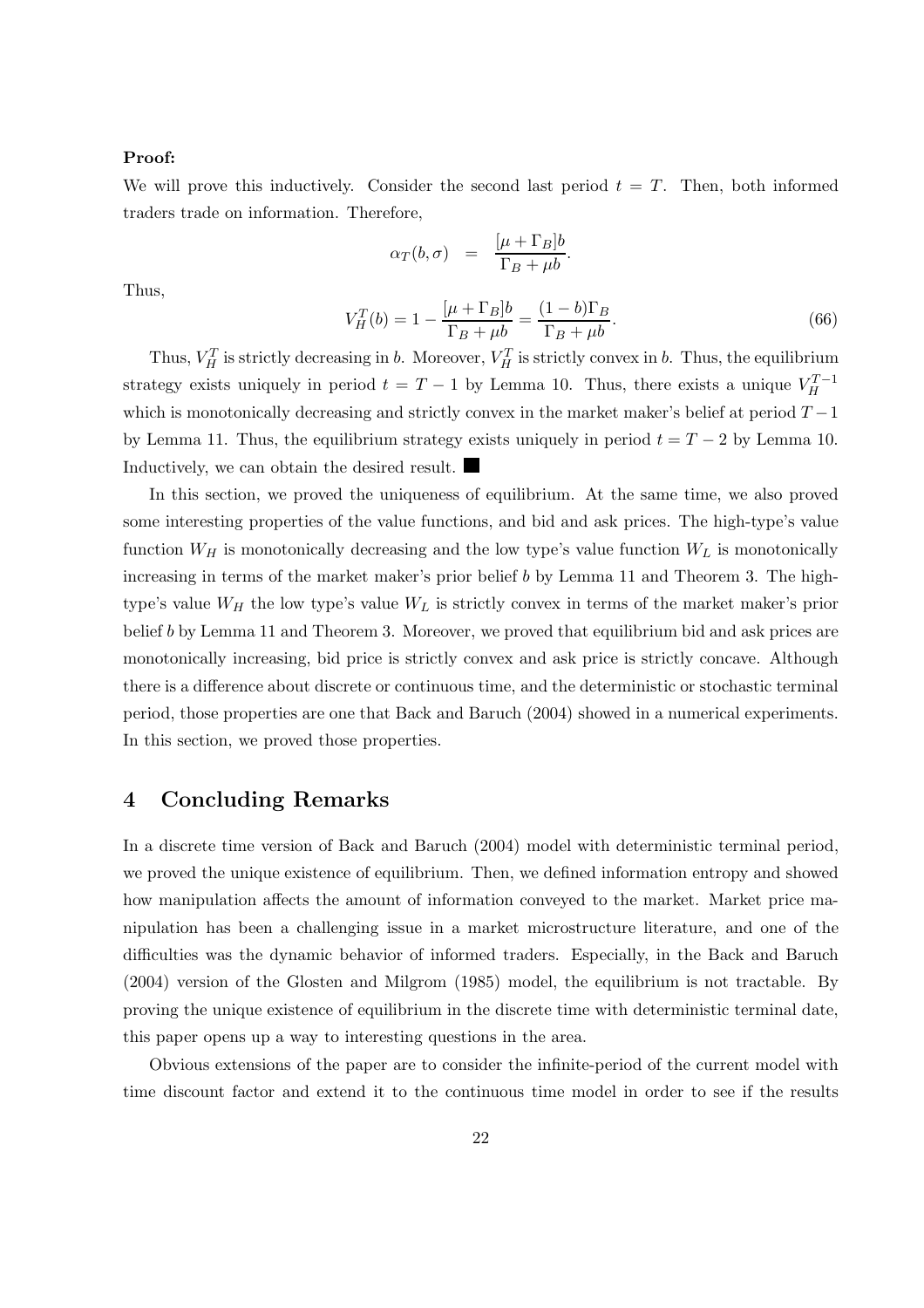**Proof:**

We will prove this inductively. Consider the second last period $t = T$. Then, both informed traders trade on information. Therefore,

$$\alpha_T(b, \sigma) \quad = \quad \frac{[\mu + \Gamma_B]b}{\Gamma_B + \mu b}.$$

Thus,

$$V_H^T(b) = 1 - \frac{[\mu + \Gamma_B]b}{\Gamma_B + \mu b} = \frac{(1-b)\Gamma_B}{\Gamma_B + \mu b}. \tag{66}$$

Thus, $V_H^T$ is strictly decreasing in $b$. Moreover, $V_H^T$ is strictly convex in $b$. Thus, the equilibrium strategy exists uniquely in period $t = T - 1$ by Lemma 10. Thus, there exists a unique $V_H^{T-1}$ which is monotonically decreasing and strictly convex in the market maker's belief at period $T-1$ by Lemma 11. Thus, the equilibrium strategy exists uniquely in period $t = T - 2$ by Lemma 10. Inductively, we can obtain the desired result. ■

In this section, we proved the uniqueness of equilibrium. At the same time, we also proved some interesting properties of the value functions, and bid and ask prices. The high-type's value function $W_H$ is monotonically decreasing and the low type's value function $W_L$ is monotonically increasing in terms of the market maker's prior belief $b$ by Lemma 11 and Theorem 3. The high-type's value $W_H$ the low type's value $W_L$ is strictly convex in terms of the market maker's prior belief $b$ by Lemma 11 and Theorem 3. Moreover, we proved that equilibrium bid and ask prices are monotonically increasing, bid price is strictly convex and ask price is strictly concave. Although there is a difference about discrete or continuous time, and the deterministic or stochastic terminal period, those properties are one that Back and Baruch (2004) showed in a numerical experiments. In this section, we proved those properties.

# 4 Concluding Remarks

In a discrete time version of Back and Baruch (2004) model with deterministic terminal period, we proved the unique existence of equilibrium. Then, we defined information entropy and showed how manipulation affects the amount of information conveyed to the market. Market price manipulation has been a challenging issue in a market microstructure literature, and one of the difficulties was the dynamic behavior of informed traders. Especially, in the Back and Baruch (2004) version of the Glosten and Milgrom (1985) model, the equilibrium is not tractable. By proving the unique existence of equilibrium in the discrete time with deterministic terminal date, this paper opens up a way to interesting questions in the area.

Obvious extensions of the paper are to consider the infinite-period of the current model with time discount factor and extend it to the continuous time model in order to see if the results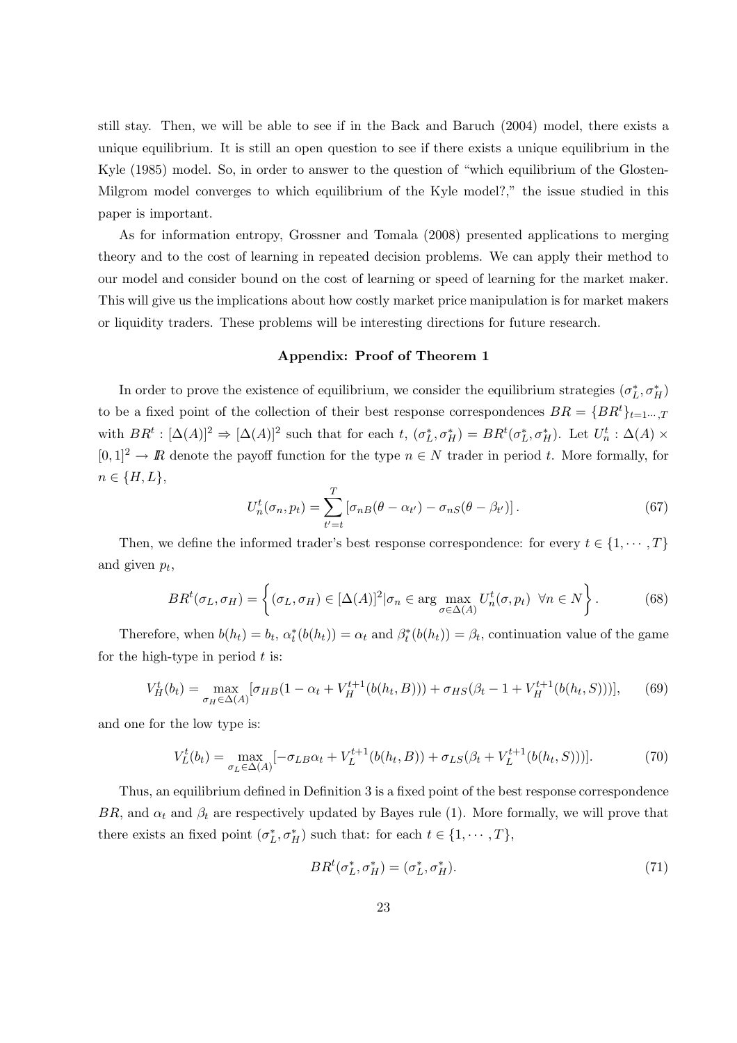still stay. Then, we will be able to see if in the Back and Baruch (2004) model, there exists a unique equilibrium. It is still an open question to see if there exists a unique equilibrium in the Kyle (1985) model. So, in order to answer to the question of "which equilibrium of the Glosten-Milgrom model converges to which equilibrium of the Kyle model?," the issue studied in this paper is important.

As for information entropy, Grossner and Tomala (2008) presented applications to merging theory and to the cost of learning in repeated decision problems. We can apply their method to our model and consider bound on the cost of learning or speed of learning for the market maker. This will give us the implications about how costly market price manipulation is for market makers or liquidity traders. These problems will be interesting directions for future research.

### Appendix: Proof of Theorem 1

In order to prove the existence of equilibrium, we consider the equilibrium strategies $(\sigma_L^*, \sigma_H^*)$ to be a fixed point of the collection of their best response correspondences $BR = \{BR^t\}_{t=1\cdots,T}$ with $BR^t : [\Delta(A)]^2 \rightrightarrows [\Delta(A)]^2$ such that for each $t$, $(\sigma_L^*, \sigma_H^*) = BR^t(\sigma_L^*, \sigma_H^*)$. Let $U_n^t : \Delta(A) \times [0,1]^2 \to I\!R$ denote the payoff function for the type $n \in N$ trader in period $t$. More formally, for $n \in \{H, L\}$,

$$U_n^t(\sigma_n, p_t) = \sum_{t'=t}^{T} \left[ \sigma_{nB}(\theta - \alpha_{t'}) - \sigma_{nS}(\theta - \beta_{t'}) \right]. \tag{67}$$

Then, we define the informed trader's best response correspondence: for every $t \in \{1, \cdots, T\}$ and given $p_t$,

$$BR^t(\sigma_L, \sigma_H) = \left\{ (\sigma_L, \sigma_H) \in [\Delta(A)]^2 | \sigma_n \in \arg\max_{\sigma \in \Delta(A)} U_n^t(\sigma, p_t) \ \forall n \in N \right\}. \tag{68}$$

Therefore, when $b(h_t) = b_t$, $\alpha_t^*(b(h_t)) = \alpha_t$ and $\beta_t^*(b(h_t)) = \beta_t$, continuation value of the game for the high-type in period $t$ is:

$$V_H^t(b_t) = \max_{\sigma_H \in \Delta(A)} [\sigma_{HB}(1 - \alpha_t + V_H^{t+1}(b(h_t, B))) + \sigma_{HS}(\beta_t - 1 + V_H^{t+1}(b(h_t, S)))], \tag{69}$$

and one for the low type is:

$$V_L^t(b_t) = \max_{\sigma_L \in \Delta(A)} [-\sigma_{LB}\alpha_t + V_L^{t+1}(b(h_t, B)) + \sigma_{LS}(\beta_t + V_L^{t+1}(b(h_t, S)))]. \tag{70}$$

Thus, an equilibrium defined in Definition 3 is a fixed point of the best response correspondence $BR$, and $\alpha_t$ and $\beta_t$ are respectively updated by Bayes rule (1). More formally, we will prove that there exists an fixed point $(\sigma_L^*, \sigma_H^*)$ such that: for each $t \in \{1, \cdots, T\}$,

$$BR^t(\sigma_L^*, \sigma_H^*) = (\sigma_L^*, \sigma_H^*). \tag{71}$$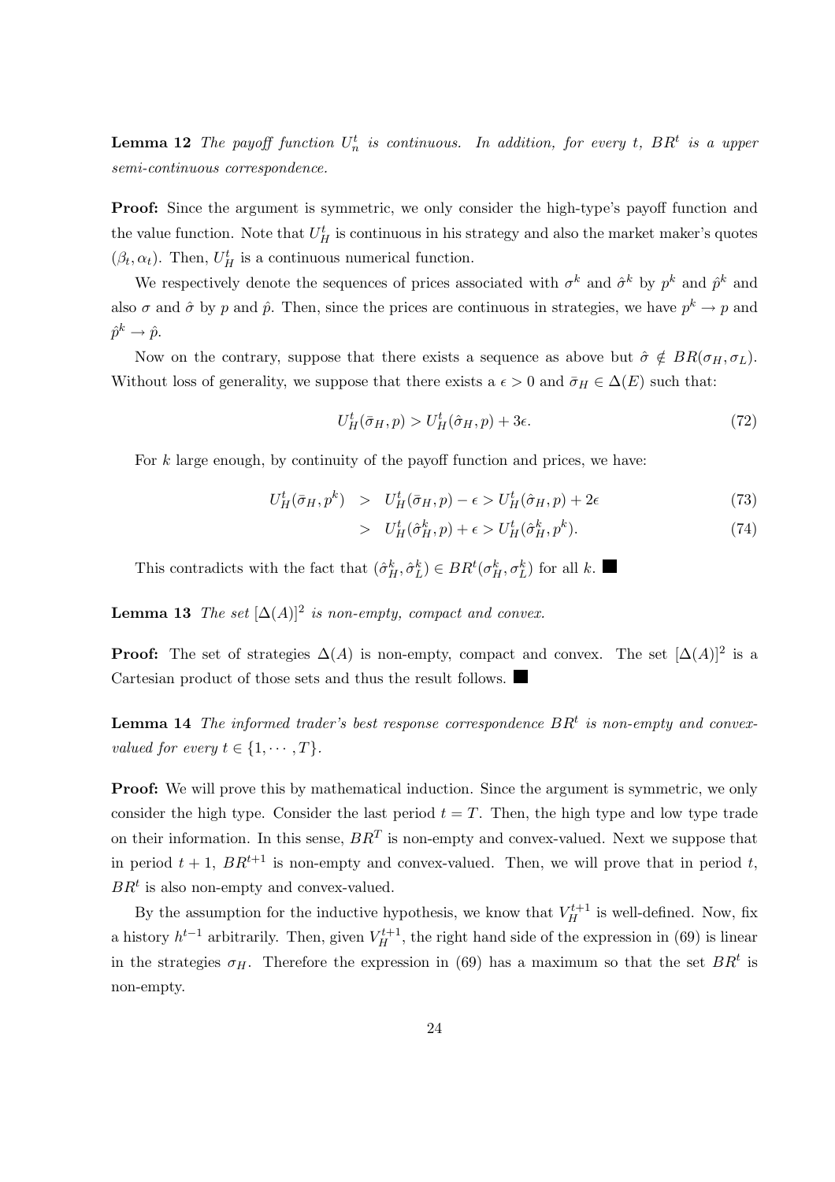**Lemma 12** *The payoff function $U_n^t$ is continuous. In addition, for every $t$, $BR^t$ is a upper semi-continuous correspondence.*

**Proof:** Since the argument is symmetric, we only consider the high-type's payoff function and the value function. Note that $U_H^t$ is continuous in his strategy and also the market maker's quotes $(\beta_t, \alpha_t)$. Then, $U_H^t$ is a continuous numerical function.

We respectively denote the sequences of prices associated with $\sigma^k$ and $\hat{\sigma}^k$ by $p^k$ and $\hat{p}^k$ and also $\sigma$ and $\hat{\sigma}$ by $p$ and $\hat{p}$. Then, since the prices are continuous in strategies, we have $p^k \to p$ and $\hat{p}^k \to \hat{p}$.

Now on the contrary, suppose that there exists a sequence as above but $\hat{\sigma} \notin BR(\sigma_H, \sigma_L)$. Without loss of generality, we suppose that there exists a $\epsilon > 0$ and $\bar{\sigma}_H \in \Delta(E)$ such that:

$$U_H^t(\bar{\sigma}_H, p) > U_H^t(\hat{\sigma}_H, p) + 3\epsilon. \tag{72}$$

For $k$ large enough, by continuity of the payoff function and prices, we have:

$$\begin{aligned} U_H^t(\bar{\sigma}_H, p^k) &> U_H^t(\bar{\sigma}_H, p) - \epsilon > U_H^t(\hat{\sigma}_H, p) + 2\epsilon & (73) \\ &> U_H^t(\hat{\sigma}_H^k, p) + \epsilon > U_H^t(\hat{\sigma}_H^k, p^k). & (74) \end{aligned}$$

This contradicts with the fact that $(\hat{\sigma}_H^k, \hat{\sigma}_L^k) \in BR^t(\sigma_H^k, \sigma_L^k)$ for all $k$. ■

**Lemma 13** *The set $[\Delta(A)]^2$ is non-empty, compact and convex.*

**Proof:** The set of strategies $\Delta(A)$ is non-empty, compact and convex. The set $[\Delta(A)]^2$ is a Cartesian product of those sets and thus the result follows. ■

**Lemma 14** *The informed trader's best response correspondence $BR^t$ is non-empty and convex-valued for every $t \in \{1, \cdots, T\}$.*

**Proof:** We will prove this by mathematical induction. Since the argument is symmetric, we only consider the high type. Consider the last period $t = T$. Then, the high type and low type trade on their information. In this sense, $BR^T$ is non-empty and convex-valued. Next we suppose that in period $t+1$, $BR^{t+1}$ is non-empty and convex-valued. Then, we will prove that in period $t$, $BR^t$ is also non-empty and convex-valued.

By the assumption for the inductive hypothesis, we know that $V_H^{t+1}$ is well-defined. Now, fix a history $h^{t-1}$ arbitrarily. Then, given $V_H^{t+1}$, the right hand side of the expression in (69) is linear in the strategies $\sigma_H$. Therefore the expression in (69) has a maximum so that the set $BR^t$ is non-empty.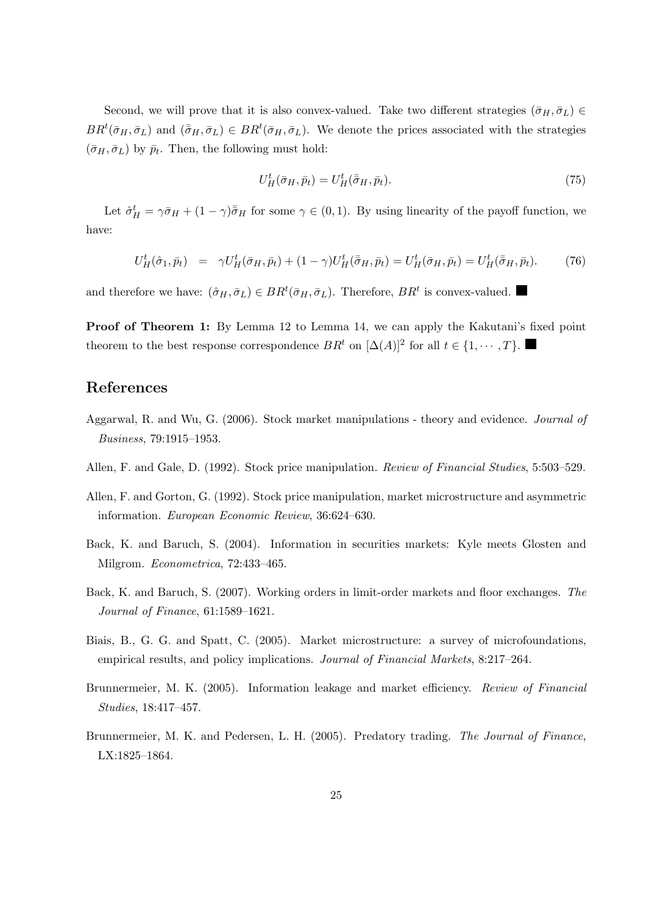Second, we will prove that it is also convex-valued. Take two different strategies $(\bar{\sigma}_H, \bar{\sigma}_L) \in BR^t(\bar{\sigma}_H, \bar{\sigma}_L)$ and $(\bar{\bar{\sigma}}_H, \bar{\sigma}_L) \in BR^t(\bar{\sigma}_H, \bar{\sigma}_L)$. We denote the prices associated with the strategies $(\bar{\sigma}_H, \bar{\sigma}_L)$ by $\bar{p}_t$. Then, the following must hold:

$$U_H^t(\bar{\sigma}_H, \bar{p}_t) = U_H^t(\bar{\bar{\sigma}}_H, \bar{p}_t). \tag{75}$$

Let $\hat{\sigma}_H^t = \gamma \bar{\sigma}_H + (1-\gamma)\bar{\bar{\sigma}}_H$ for some $\gamma \in (0,1)$. By using linearity of the payoff function, we have:

$$U_H^t(\hat{\sigma}_1, \bar{p}_t) \;\; = \;\; \gamma U_H^t(\bar{\sigma}_H, \bar{p}_t) + (1-\gamma) U_H^t(\bar{\bar{\sigma}}_H, \bar{p}_t) = U_H^t(\bar{\sigma}_H, \bar{p}_t) = U_H^t(\bar{\bar{\sigma}}_H, \bar{p}_t). \tag{76}$$

and therefore we have: $(\hat{\sigma}_H, \bar{\sigma}_L) \in BR^t(\bar{\sigma}_H, \bar{\sigma}_L)$. Therefore, $BR^t$ is convex-valued. ∎

**Proof of Theorem 1:** By Lemma 12 to Lemma 14, we can apply the Kakutani's fixed point theorem to the best response correspondence $BR^t$ on $[\Delta(A)]^2$ for all $t \in \{1, \cdots, T\}$. ∎

## References

Aggarwal, R. and Wu, G. (2006). Stock market manipulations - theory and evidence. *Journal of Business*, 79:1915–1953.

Allen, F. and Gale, D. (1992). Stock price manipulation. *Review of Financial Studies*, 5:503–529.

Allen, F. and Gorton, G. (1992). Stock price manipulation, market microstructure and asymmetric information. *European Economic Review*, 36:624–630.

Back, K. and Baruch, S. (2004). Information in securities markets: Kyle meets Glosten and Milgrom. *Econometrica*, 72:433–465.

Back, K. and Baruch, S. (2007). Working orders in limit-order markets and floor exchanges. *The Journal of Finance*, 61:1589–1621.

Biais, B., G. G. and Spatt, C. (2005). Market microstructure: a survey of microfoundations, empirical results, and policy implications. *Journal of Financial Markets*, 8:217–264.

Brunnermeier, M. K. (2005). Information leakage and market efficiency. *Review of Financial Studies*, 18:417–457.

Brunnermeier, M. K. and Pedersen, L. H. (2005). Predatory trading. *The Journal of Finance*, LX:1825–1864.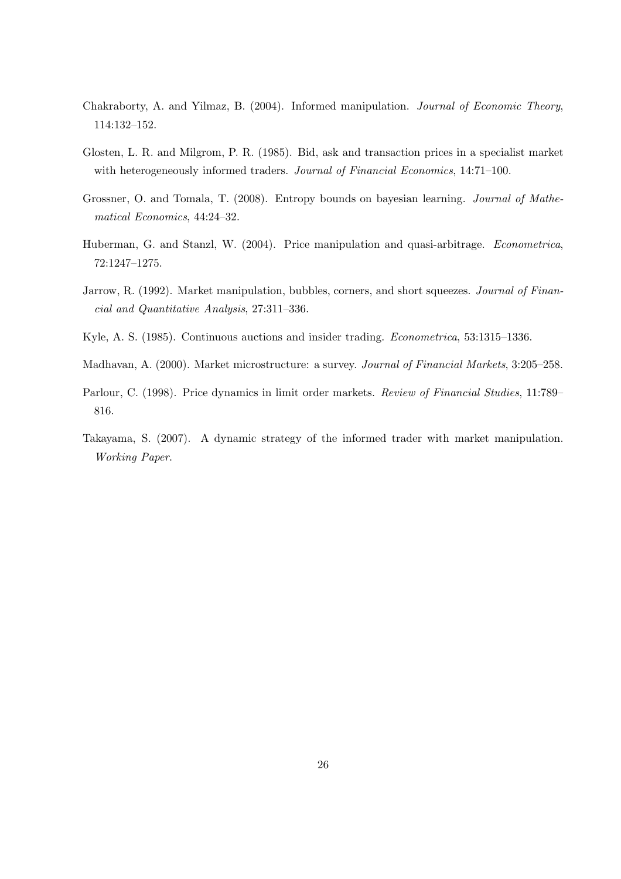Chakraborty, A. and Yilmaz, B. (2004). Informed manipulation. *Journal of Economic Theory*, 114:132–152.

Glosten, L. R. and Milgrom, P. R. (1985). Bid, ask and transaction prices in a specialist market with heterogeneously informed traders. *Journal of Financial Economics*, 14:71–100.

Grossner, O. and Tomala, T. (2008). Entropy bounds on bayesian learning. *Journal of Mathematical Economics*, 44:24–32.

Huberman, G. and Stanzl, W. (2004). Price manipulation and quasi-arbitrage. *Econometrica*, 72:1247–1275.

Jarrow, R. (1992). Market manipulation, bubbles, corners, and short squeezes. *Journal of Financial and Quantitative Analysis*, 27:311–336.

Kyle, A. S. (1985). Continuous auctions and insider trading. *Econometrica*, 53:1315–1336.

Madhavan, A. (2000). Market microstructure: a survey. *Journal of Financial Markets*, 3:205–258.

Parlour, C. (1998). Price dynamics in limit order markets. *Review of Financial Studies*, 11:789–816.

Takayama, S. (2007). A dynamic strategy of the informed trader with market manipulation. *Working Paper*.